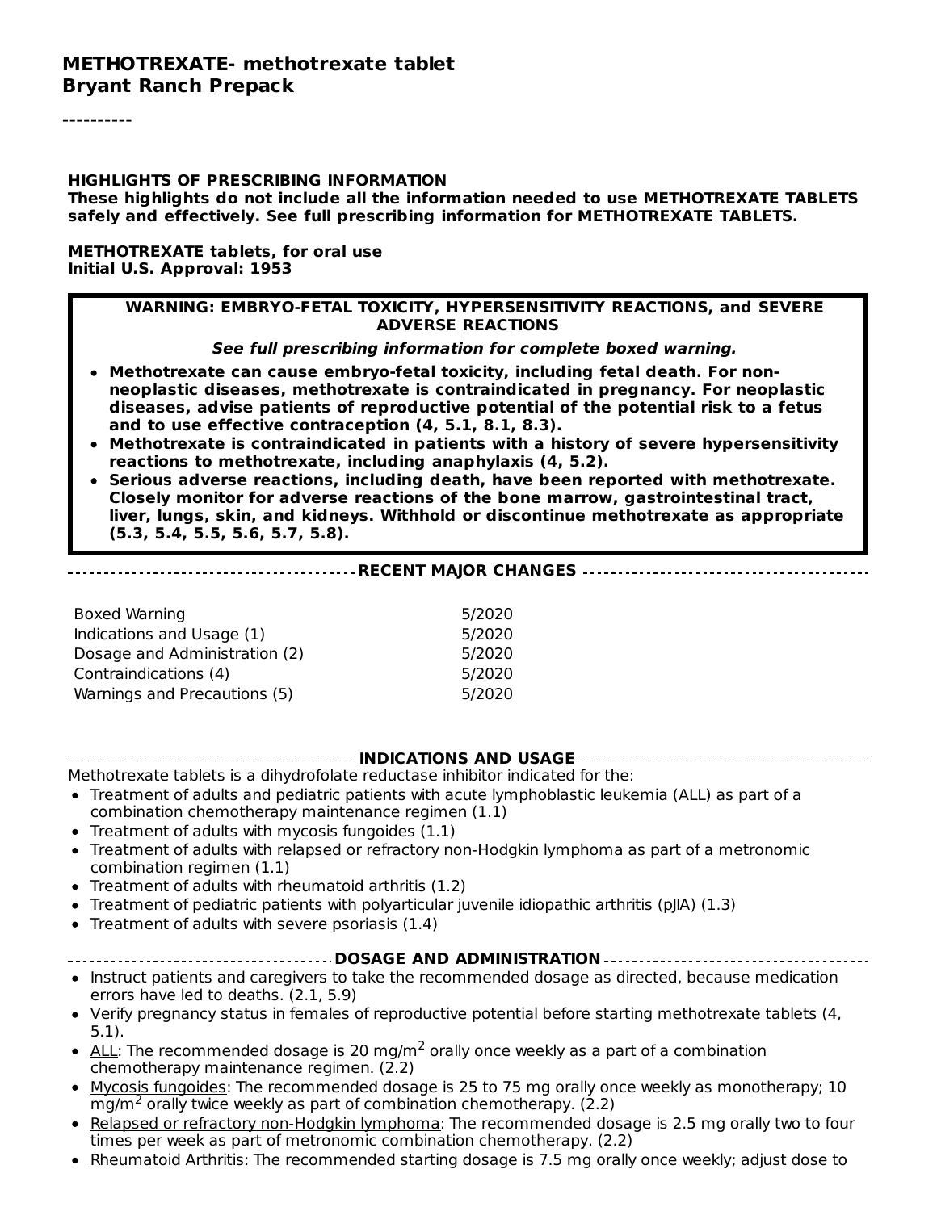# METHOTREXATE- methotrexate tablet
**Bryant Ranch Prepack**

----------

**HIGHLIGHTS OF PRESCRIBING INFORMATION**
**These highlights do not include all the information needed to use METHOTREXATE TABLETS safely and effectively. See full prescribing information for METHOTREXATE TABLETS.**

**METHOTREXATE tablets, for oral use**
**Initial U.S. Approval: 1953**

> **WARNING: EMBRYO-FETAL TOXICITY, HYPERSENSITIVITY REACTIONS, and SEVERE ADVERSE REACTIONS**
>
> ***See full prescribing information for complete boxed warning.***
>
> - **Methotrexate can cause embryo-fetal toxicity, including fetal death. For non-neoplastic diseases, methotrexate is contraindicated in pregnancy. For neoplastic diseases, advise patients of reproductive potential of the potential risk to a fetus and to use effective contraception (4, 5.1, 8.1, 8.3).**
> - **Methotrexate is contraindicated in patients with a history of severe hypersensitivity reactions to methotrexate, including anaphylaxis (4, 5.2).**
> - **Serious adverse reactions, including death, have been reported with methotrexate. Closely monitor for adverse reactions of the bone marrow, gastrointestinal tract, liver, lungs, skin, and kidneys. Withhold or discontinue methotrexate as appropriate (5.3, 5.4, 5.5, 5.6, 5.7, 5.8).**

## RECENT MAJOR CHANGES

| | |
|---|---|
| Boxed Warning | 5/2020 |
| Indications and Usage (1) | 5/2020 |
| Dosage and Administration (2) | 5/2020 |
| Contraindications (4) | 5/2020 |
| Warnings and Precautions (5) | 5/2020 |

## INDICATIONS AND USAGE

Methotrexate tablets is a dihydrofolate reductase inhibitor indicated for the:

- Treatment of adults and pediatric patients with acute lymphoblastic leukemia (ALL) as part of a combination chemotherapy maintenance regimen (1.1)
- Treatment of adults with mycosis fungoides (1.1)
- Treatment of adults with relapsed or refractory non-Hodgkin lymphoma as part of a metronomic combination regimen (1.1)
- Treatment of adults with rheumatoid arthritis (1.2)
- Treatment of pediatric patients with polyarticular juvenile idiopathic arthritis (pJIA) (1.3)
- Treatment of adults with severe psoriasis (1.4)

## DOSAGE AND ADMINISTRATION

- Instruct patients and caregivers to take the recommended dosage as directed, because medication errors have led to deaths. (2.1, 5.9)
- Verify pregnancy status in females of reproductive potential before starting methotrexate tablets (4, 5.1).
- ALL: The recommended dosage is 20 mg/m$^2$ orally once weekly as a part of a combination chemotherapy maintenance regimen. (2.2)
- Mycosis fungoides: The recommended dosage is 25 to 75 mg orally once weekly as monotherapy; 10 mg/m$^2$ orally twice weekly as part of combination chemotherapy. (2.2)
- Relapsed or refractory non-Hodgkin lymphoma: The recommended dosage is 2.5 mg orally two to four times per week as part of metronomic combination chemotherapy. (2.2)
- Rheumatoid Arthritis: The recommended starting dosage is 7.5 mg orally once weekly; adjust dose to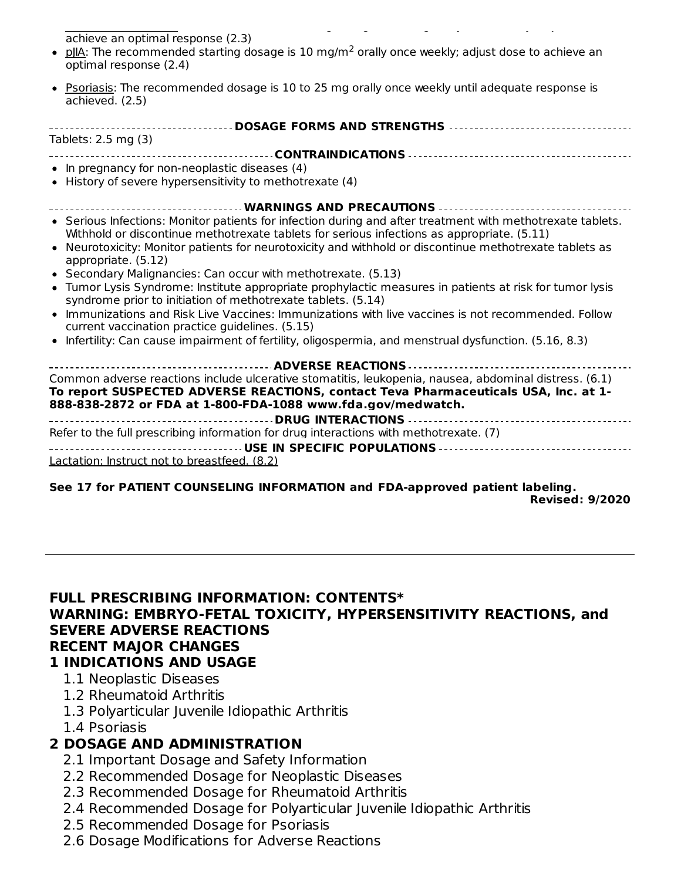achieve an optimal response (2.3)

- pJIA: The recommended starting dosage is 10 mg/$m^2$ orally once weekly; adjust dose to achieve an optimal response (2.4)
- Psoriasis: The recommended dosage is 10 to 25 mg orally once weekly until adequate response is achieved. (2.5)

**DOSAGE FORMS AND STRENGTHS**

Tablets: 2.5 mg (3)

**CONTRAINDICATIONS**

- In pregnancy for non-neoplastic diseases (4)
- History of severe hypersensitivity to methotrexate (4)

**WARNINGS AND PRECAUTIONS**

- Serious Infections: Monitor patients for infection during and after treatment with methotrexate tablets. Withhold or discontinue methotrexate tablets for serious infections as appropriate. (5.11)
- Neurotoxicity: Monitor patients for neurotoxicity and withhold or discontinue methotrexate tablets as appropriate. (5.12)
- Secondary Malignancies: Can occur with methotrexate. (5.13)
- Tumor Lysis Syndrome: Institute appropriate prophylactic measures in patients at risk for tumor lysis syndrome prior to initiation of methotrexate tablets. (5.14)
- Immunizations and Risk Live Vaccines: Immunizations with live vaccines is not recommended. Follow current vaccination practice guidelines. (5.15)
- Infertility: Can cause impairment of fertility, oligospermia, and menstrual dysfunction. (5.16, 8.3)

**ADVERSE REACTIONS**

Common adverse reactions include ulcerative stomatitis, leukopenia, nausea, abdominal distress. (6.1)
**To report SUSPECTED ADVERSE REACTIONS, contact Teva Pharmaceuticals USA, Inc. at 1-888-838-2872 or FDA at 1-800-FDA-1088 www.fda.gov/medwatch.**

**DRUG INTERACTIONS**

Refer to the full prescribing information for drug interactions with methotrexate. (7)

**USE IN SPECIFIC POPULATIONS**

Lactation: Instruct not to breastfeed. (8.2)

**See 17 for PATIENT COUNSELING INFORMATION and FDA-approved patient labeling.**

**Revised: 9/2020**

---

**FULL PRESCRIBING INFORMATION: CONTENTS***

**WARNING: EMBRYO-FETAL TOXICITY, HYPERSENSITIVITY REACTIONS, and SEVERE ADVERSE REACTIONS**

**RECENT MAJOR CHANGES**

**1 INDICATIONS AND USAGE**

1.1 Neoplastic Diseases
1.2 Rheumatoid Arthritis
1.3 Polyarticular Juvenile Idiopathic Arthritis
1.4 Psoriasis

**2 DOSAGE AND ADMINISTRATION**

2.1 Important Dosage and Safety Information
2.2 Recommended Dosage for Neoplastic Diseases
2.3 Recommended Dosage for Rheumatoid Arthritis
2.4 Recommended Dosage for Polyarticular Juvenile Idiopathic Arthritis
2.5 Recommended Dosage for Psoriasis
2.6 Dosage Modifications for Adverse Reactions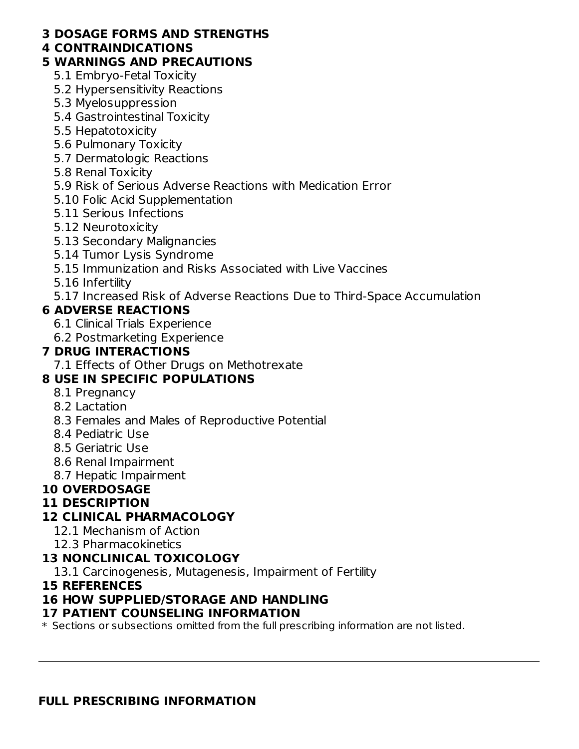**3 DOSAGE FORMS AND STRENGTHS**

**4 CONTRAINDICATIONS**

**5 WARNINGS AND PRECAUTIONS**

- 5.1 Embryo-Fetal Toxicity
- 5.2 Hypersensitivity Reactions
- 5.3 Myelosuppression
- 5.4 Gastrointestinal Toxicity
- 5.5 Hepatotoxicity
- 5.6 Pulmonary Toxicity
- 5.7 Dermatologic Reactions
- 5.8 Renal Toxicity
- 5.9 Risk of Serious Adverse Reactions with Medication Error
- 5.10 Folic Acid Supplementation
- 5.11 Serious Infections
- 5.12 Neurotoxicity
- 5.13 Secondary Malignancies
- 5.14 Tumor Lysis Syndrome
- 5.15 Immunization and Risks Associated with Live Vaccines
- 5.16 Infertility
- 5.17 Increased Risk of Adverse Reactions Due to Third-Space Accumulation

**6 ADVERSE REACTIONS**

- 6.1 Clinical Trials Experience
- 6.2 Postmarketing Experience

**7 DRUG INTERACTIONS**

- 7.1 Effects of Other Drugs on Methotrexate

**8 USE IN SPECIFIC POPULATIONS**

- 8.1 Pregnancy
- 8.2 Lactation
- 8.3 Females and Males of Reproductive Potential
- 8.4 Pediatric Use
- 8.5 Geriatric Use
- 8.6 Renal Impairment
- 8.7 Hepatic Impairment

**10 OVERDOSAGE**

**11 DESCRIPTION**

**12 CLINICAL PHARMACOLOGY**

- 12.1 Mechanism of Action
- 12.3 Pharmacokinetics

**13 NONCLINICAL TOXICOLOGY**

- 13.1 Carcinogenesis, Mutagenesis, Impairment of Fertility

**15 REFERENCES**

**16 HOW SUPPLIED/STORAGE AND HANDLING**

**17 PATIENT COUNSELING INFORMATION**

\* Sections or subsections omitted from the full prescribing information are not listed.

---

## FULL PRESCRIBING INFORMATION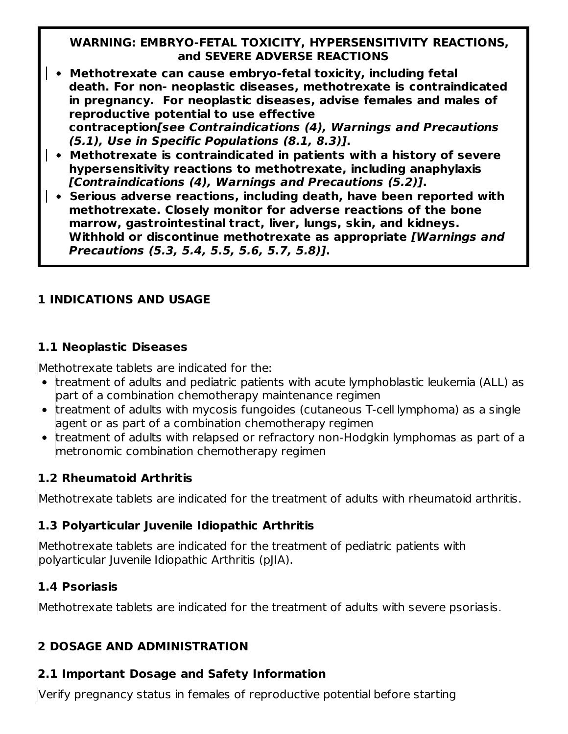**WARNING: EMBRYO-FETAL TOXICITY, HYPERSENSITIVITY REACTIONS, and SEVERE ADVERSE REACTIONS**

- **Methotrexate can cause embryo-fetal toxicity, including fetal death. For non- neoplastic diseases, methotrexate is contraindicated in pregnancy. For neoplastic diseases, advise females and males of reproductive potential to use effective contraception*[see Contraindications (4), Warnings and Precautions (5.1), Use in Specific Populations (8.1, 8.3)]*.**
- **Methotrexate is contraindicated in patients with a history of severe hypersensitivity reactions to methotrexate, including anaphylaxis *[Contraindications (4), Warnings and Precautions (5.2)]*.**
- **Serious adverse reactions, including death, have been reported with methotrexate. Closely monitor for adverse reactions of the bone marrow, gastrointestinal tract, liver, lungs, skin, and kidneys. Withhold or discontinue methotrexate as appropriate *[Warnings and Precautions (5.3, 5.4, 5.5, 5.6, 5.7, 5.8)]*.**

## 1 INDICATIONS AND USAGE

### 1.1 Neoplastic Diseases

Methotrexate tablets are indicated for the:

- treatment of adults and pediatric patients with acute lymphoblastic leukemia (ALL) as part of a combination chemotherapy maintenance regimen
- treatment of adults with mycosis fungoides (cutaneous T-cell lymphoma) as a single agent or as part of a combination chemotherapy regimen
- treatment of adults with relapsed or refractory non-Hodgkin lymphomas as part of a metronomic combination chemotherapy regimen

### 1.2 Rheumatoid Arthritis

Methotrexate tablets are indicated for the treatment of adults with rheumatoid arthritis.

### 1.3 Polyarticular Juvenile Idiopathic Arthritis

Methotrexate tablets are indicated for the treatment of pediatric patients with polyarticular Juvenile Idiopathic Arthritis (pJIA).

### 1.4 Psoriasis

Methotrexate tablets are indicated for the treatment of adults with severe psoriasis.

## 2 DOSAGE AND ADMINISTRATION

### 2.1 Important Dosage and Safety Information

Verify pregnancy status in females of reproductive potential before starting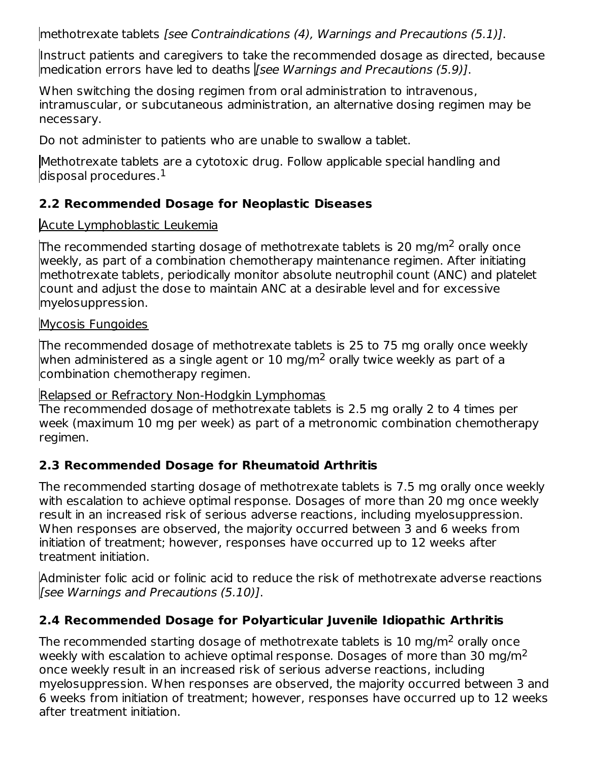methotrexate tablets *[see Contraindications (4), Warnings and Precautions (5.1)]*.

Instruct patients and caregivers to take the recommended dosage as directed, because medication errors have led to deaths *[see Warnings and Precautions (5.9)]*.

When switching the dosing regimen from oral administration to intravenous, intramuscular, or subcutaneous administration, an alternative dosing regimen may be necessary.

Do not administer to patients who are unable to swallow a tablet.

Methotrexate tablets are a cytotoxic drug. Follow applicable special handling and disposal procedures.[1]

### 2.2 Recommended Dosage for Neoplastic Diseases

Acute Lymphoblastic Leukemia

The recommended starting dosage of methotrexate tablets is 20 mg/$m^2$ orally once weekly, as part of a combination chemotherapy maintenance regimen. After initiating methotrexate tablets, periodically monitor absolute neutrophil count (ANC) and platelet count and adjust the dose to maintain ANC at a desirable level and for excessive myelosuppression.

Mycosis Fungoides

The recommended dosage of methotrexate tablets is 25 to 75 mg orally once weekly when administered as a single agent or 10 mg/$m^2$ orally twice weekly as part of a combination chemotherapy regimen.

Relapsed or Refractory Non-Hodgkin Lymphomas

The recommended dosage of methotrexate tablets is 2.5 mg orally 2 to 4 times per week (maximum 10 mg per week) as part of a metronomic combination chemotherapy regimen.

### 2.3 Recommended Dosage for Rheumatoid Arthritis

The recommended starting dosage of methotrexate tablets is 7.5 mg orally once weekly with escalation to achieve optimal response. Dosages of more than 20 mg once weekly result in an increased risk of serious adverse reactions, including myelosuppression. When responses are observed, the majority occurred between 3 and 6 weeks from initiation of treatment; however, responses have occurred up to 12 weeks after treatment initiation.

Administer folic acid or folinic acid to reduce the risk of methotrexate adverse reactions *[see Warnings and Precautions (5.10)]*.

### 2.4 Recommended Dosage for Polyarticular Juvenile Idiopathic Arthritis

The recommended starting dosage of methotrexate tablets is 10 mg/$m^2$ orally once weekly with escalation to achieve optimal response. Dosages of more than 30 mg/$m^2$ once weekly result in an increased risk of serious adverse reactions, including myelosuppression. When responses are observed, the majority occurred between 3 and 6 weeks from initiation of treatment; however, responses have occurred up to 12 weeks after treatment initiation.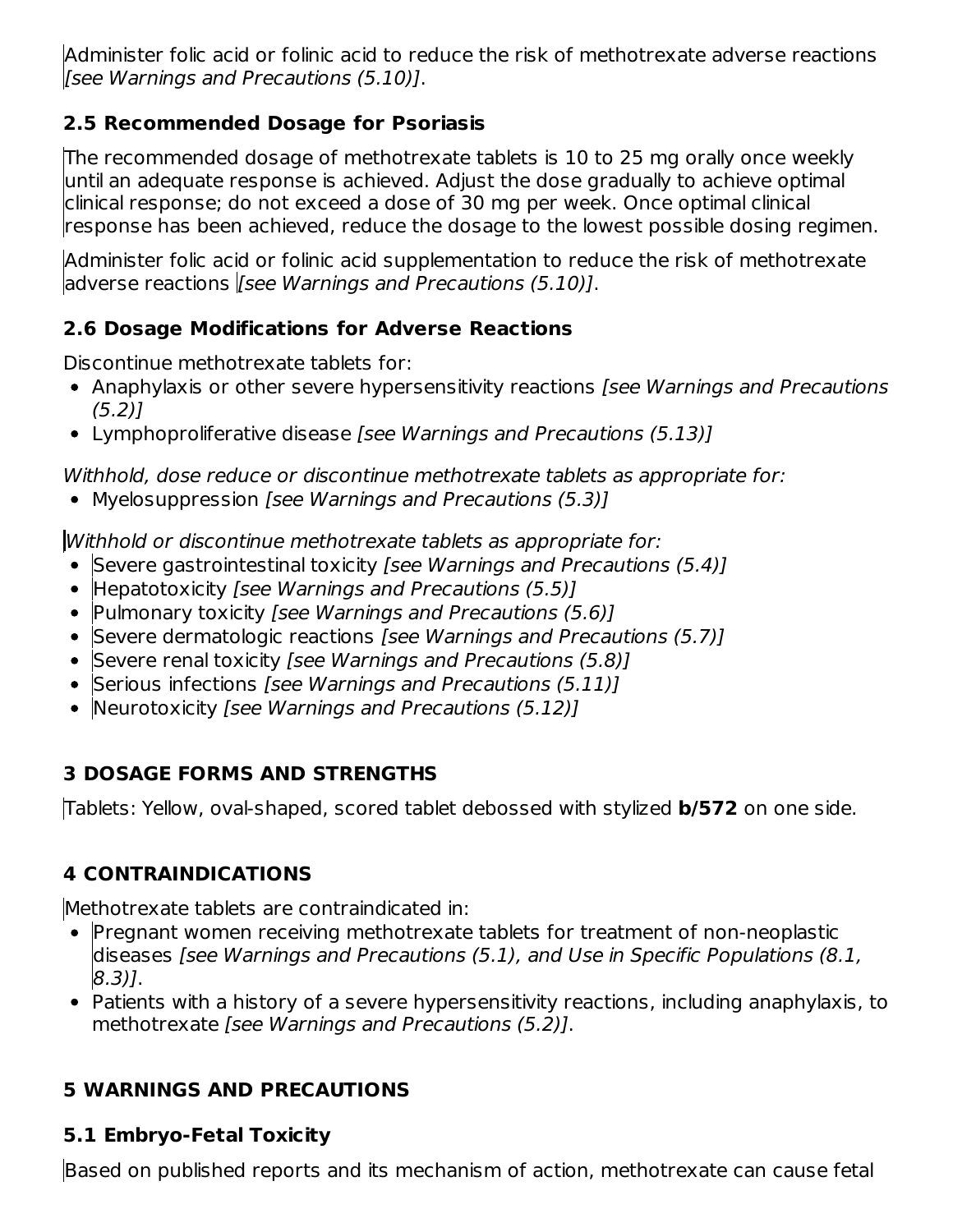Administer folic acid or folinic acid to reduce the risk of methotrexate adverse reactions *[see Warnings and Precautions (5.10)]*.

### 2.5 Recommended Dosage for Psoriasis

The recommended dosage of methotrexate tablets is 10 to 25 mg orally once weekly until an adequate response is achieved. Adjust the dose gradually to achieve optimal clinical response; do not exceed a dose of 30 mg per week. Once optimal clinical response has been achieved, reduce the dosage to the lowest possible dosing regimen.

Administer folic acid or folinic acid supplementation to reduce the risk of methotrexate adverse reactions *[see Warnings and Precautions (5.10)]*.

### 2.6 Dosage Modifications for Adverse Reactions

Discontinue methotrexate tablets for:

- Anaphylaxis or other severe hypersensitivity reactions *[see Warnings and Precautions (5.2)]*
- Lymphoproliferative disease *[see Warnings and Precautions (5.13)]*

*Withhold, dose reduce or discontinue methotrexate tablets as appropriate for:*

- Myelosuppression *[see Warnings and Precautions (5.3)]*

*Withhold or discontinue methotrexate tablets as appropriate for:*

- Severe gastrointestinal toxicity *[see Warnings and Precautions (5.4)]*
- Hepatotoxicity *[see Warnings and Precautions (5.5)]*
- Pulmonary toxicity *[see Warnings and Precautions (5.6)]*
- Severe dermatologic reactions *[see Warnings and Precautions (5.7)]*
- Severe renal toxicity *[see Warnings and Precautions (5.8)]*
- Serious infections *[see Warnings and Precautions (5.11)]*
- Neurotoxicity *[see Warnings and Precautions (5.12)]*

## 3 DOSAGE FORMS AND STRENGTHS

Tablets: Yellow, oval-shaped, scored tablet debossed with stylized **b/572** on one side.

## 4 CONTRAINDICATIONS

Methotrexate tablets are contraindicated in:

- Pregnant women receiving methotrexate tablets for treatment of non-neoplastic diseases *[see Warnings and Precautions (5.1), and Use in Specific Populations (8.1, 8.3)]*.
- Patients with a history of a severe hypersensitivity reactions, including anaphylaxis, to methotrexate *[see Warnings and Precautions (5.2)]*.

## 5 WARNINGS AND PRECAUTIONS

### 5.1 Embryo-Fetal Toxicity

Based on published reports and its mechanism of action, methotrexate can cause fetal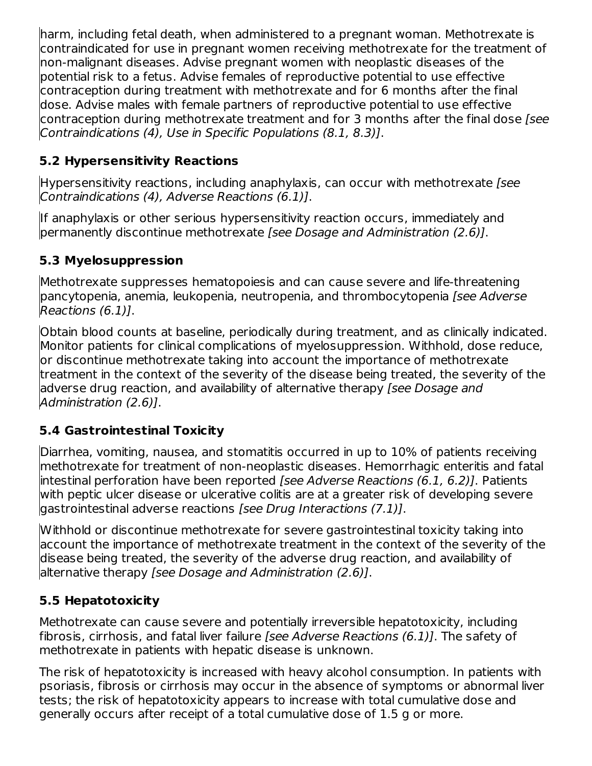harm, including fetal death, when administered to a pregnant woman. Methotrexate is contraindicated for use in pregnant women receiving methotrexate for the treatment of non-malignant diseases. Advise pregnant women with neoplastic diseases of the potential risk to a fetus. Advise females of reproductive potential to use effective contraception during treatment with methotrexate and for 6 months after the final dose. Advise males with female partners of reproductive potential to use effective contraception during methotrexate treatment and for 3 months after the final dose *[see Contraindications (4), Use in Specific Populations (8.1, 8.3)]*.

### 5.2 Hypersensitivity Reactions

Hypersensitivity reactions, including anaphylaxis, can occur with methotrexate *[see Contraindications (4), Adverse Reactions (6.1)]*.

If anaphylaxis or other serious hypersensitivity reaction occurs, immediately and permanently discontinue methotrexate *[see Dosage and Administration (2.6)]*.

### 5.3 Myelosuppression

Methotrexate suppresses hematopoiesis and can cause severe and life-threatening pancytopenia, anemia, leukopenia, neutropenia, and thrombocytopenia *[see Adverse Reactions (6.1)]*.

Obtain blood counts at baseline, periodically during treatment, and as clinically indicated. Monitor patients for clinical complications of myelosuppression. Withhold, dose reduce, or discontinue methotrexate taking into account the importance of methotrexate treatment in the context of the severity of the disease being treated, the severity of the adverse drug reaction, and availability of alternative therapy *[see Dosage and Administration (2.6)]*.

### 5.4 Gastrointestinal Toxicity

Diarrhea, vomiting, nausea, and stomatitis occurred in up to 10% of patients receiving methotrexate for treatment of non-neoplastic diseases. Hemorrhagic enteritis and fatal intestinal perforation have been reported *[see Adverse Reactions (6.1, 6.2)]*. Patients with peptic ulcer disease or ulcerative colitis are at a greater risk of developing severe gastrointestinal adverse reactions *[see Drug Interactions (7.1)]*.

Withhold or discontinue methotrexate for severe gastrointestinal toxicity taking into account the importance of methotrexate treatment in the context of the severity of the disease being treated, the severity of the adverse drug reaction, and availability of alternative therapy *[see Dosage and Administration (2.6)]*.

### 5.5 Hepatotoxicity

Methotrexate can cause severe and potentially irreversible hepatotoxicity, including fibrosis, cirrhosis, and fatal liver failure *[see Adverse Reactions (6.1)]*. The safety of methotrexate in patients with hepatic disease is unknown.

The risk of hepatotoxicity is increased with heavy alcohol consumption. In patients with psoriasis, fibrosis or cirrhosis may occur in the absence of symptoms or abnormal liver tests; the risk of hepatotoxicity appears to increase with total cumulative dose and generally occurs after receipt of a total cumulative dose of 1.5 g or more.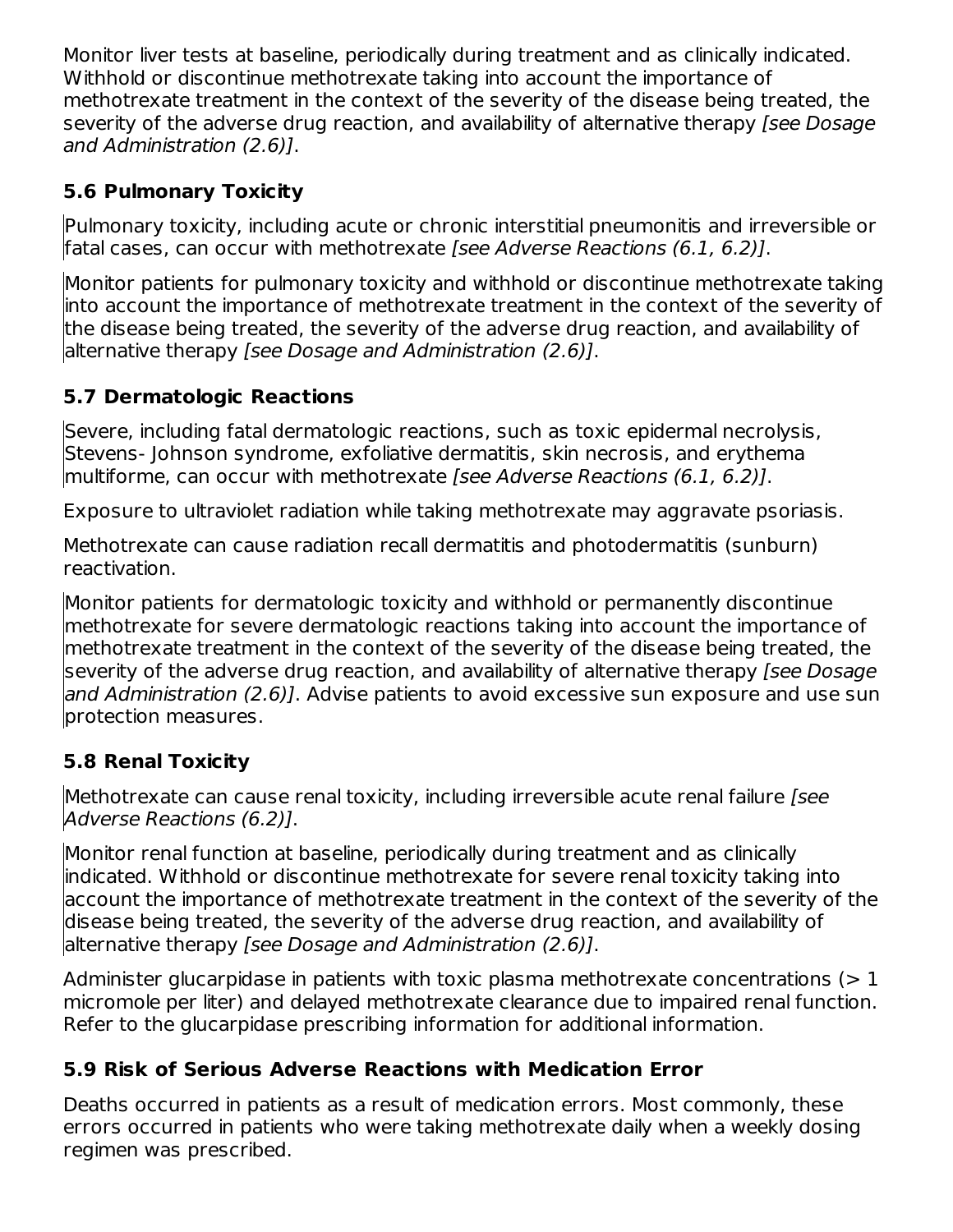Monitor liver tests at baseline, periodically during treatment and as clinically indicated. Withhold or discontinue methotrexate taking into account the importance of methotrexate treatment in the context of the severity of the disease being treated, the severity of the adverse drug reaction, and availability of alternative therapy *[see Dosage and Administration (2.6)]*.

### 5.6 Pulmonary Toxicity

Pulmonary toxicity, including acute or chronic interstitial pneumonitis and irreversible or fatal cases, can occur with methotrexate *[see Adverse Reactions (6.1, 6.2)]*.

Monitor patients for pulmonary toxicity and withhold or discontinue methotrexate taking into account the importance of methotrexate treatment in the context of the severity of the disease being treated, the severity of the adverse drug reaction, and availability of alternative therapy *[see Dosage and Administration (2.6)]*.

### 5.7 Dermatologic Reactions

Severe, including fatal dermatologic reactions, such as toxic epidermal necrolysis, Stevens- Johnson syndrome, exfoliative dermatitis, skin necrosis, and erythema multiforme, can occur with methotrexate *[see Adverse Reactions (6.1, 6.2)]*.

Exposure to ultraviolet radiation while taking methotrexate may aggravate psoriasis.

Methotrexate can cause radiation recall dermatitis and photodermatitis (sunburn) reactivation.

Monitor patients for dermatologic toxicity and withhold or permanently discontinue methotrexate for severe dermatologic reactions taking into account the importance of methotrexate treatment in the context of the severity of the disease being treated, the severity of the adverse drug reaction, and availability of alternative therapy *[see Dosage and Administration (2.6)]*. Advise patients to avoid excessive sun exposure and use sun protection measures.

### 5.8 Renal Toxicity

Methotrexate can cause renal toxicity, including irreversible acute renal failure *[see Adverse Reactions (6.2)]*.

Monitor renal function at baseline, periodically during treatment and as clinically indicated. Withhold or discontinue methotrexate for severe renal toxicity taking into account the importance of methotrexate treatment in the context of the severity of the disease being treated, the severity of the adverse drug reaction, and availability of alternative therapy *[see Dosage and Administration (2.6)]*.

Administer glucarpidase in patients with toxic plasma methotrexate concentrations (> 1 micromole per liter) and delayed methotrexate clearance due to impaired renal function. Refer to the glucarpidase prescribing information for additional information.

### 5.9 Risk of Serious Adverse Reactions with Medication Error

Deaths occurred in patients as a result of medication errors. Most commonly, these errors occurred in patients who were taking methotrexate daily when a weekly dosing regimen was prescribed.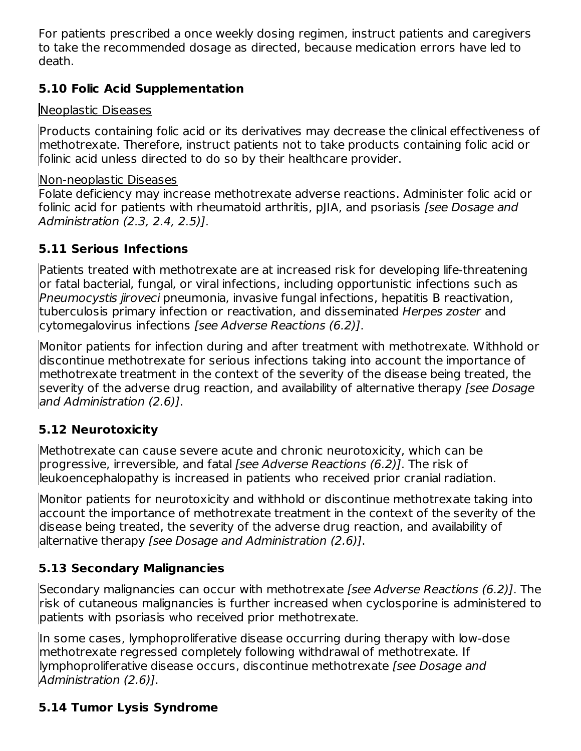For patients prescribed a once weekly dosing regimen, instruct patients and caregivers to take the recommended dosage as directed, because medication errors have led to death.

### 5.10 Folic Acid Supplementation

Neoplastic Diseases

Products containing folic acid or its derivatives may decrease the clinical effectiveness of methotrexate. Therefore, instruct patients not to take products containing folic acid or folinic acid unless directed to do so by their healthcare provider.

Non-neoplastic Diseases

Folate deficiency may increase methotrexate adverse reactions. Administer folic acid or folinic acid for patients with rheumatoid arthritis, pJIA, and psoriasis *[see Dosage and Administration (2.3, 2.4, 2.5)]*.

### 5.11 Serious Infections

Patients treated with methotrexate are at increased risk for developing life-threatening or fatal bacterial, fungal, or viral infections, including opportunistic infections such as *Pneumocystis jiroveci* pneumonia, invasive fungal infections, hepatitis B reactivation, tuberculosis primary infection or reactivation, and disseminated *Herpes zoster* and cytomegalovirus infections *[see Adverse Reactions (6.2)]*.

Monitor patients for infection during and after treatment with methotrexate. Withhold or discontinue methotrexate for serious infections taking into account the importance of methotrexate treatment in the context of the severity of the disease being treated, the severity of the adverse drug reaction, and availability of alternative therapy *[see Dosage and Administration (2.6)]*.

### 5.12 Neurotoxicity

Methotrexate can cause severe acute and chronic neurotoxicity, which can be progressive, irreversible, and fatal *[see Adverse Reactions (6.2)]*. The risk of leukoencephalopathy is increased in patients who received prior cranial radiation.

Monitor patients for neurotoxicity and withhold or discontinue methotrexate taking into account the importance of methotrexate treatment in the context of the severity of the disease being treated, the severity of the adverse drug reaction, and availability of alternative therapy *[see Dosage and Administration (2.6)]*.

### 5.13 Secondary Malignancies

Secondary malignancies can occur with methotrexate *[see Adverse Reactions (6.2)]*. The risk of cutaneous malignancies is further increased when cyclosporine is administered to patients with psoriasis who received prior methotrexate.

In some cases, lymphoproliferative disease occurring during therapy with low-dose methotrexate regressed completely following withdrawal of methotrexate. If lymphoproliferative disease occurs, discontinue methotrexate *[see Dosage and Administration (2.6)]*.

### 5.14 Tumor Lysis Syndrome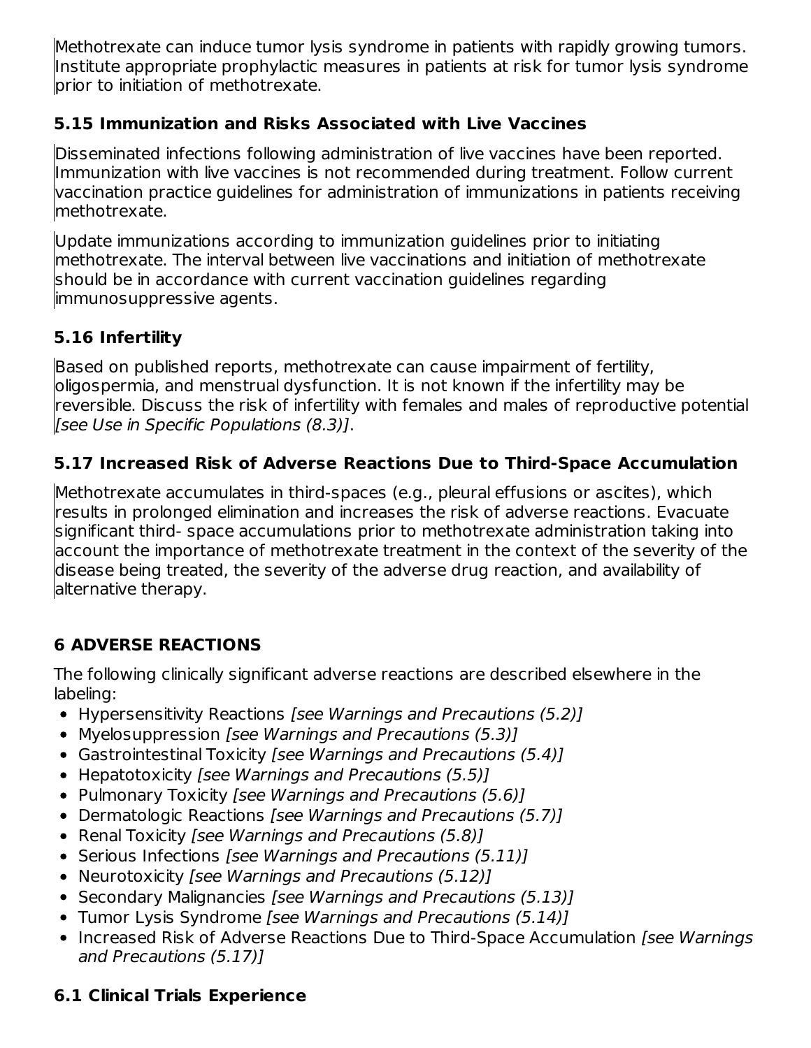Methotrexate can induce tumor lysis syndrome in patients with rapidly growing tumors. Institute appropriate prophylactic measures in patients at risk for tumor lysis syndrome prior to initiation of methotrexate.

### 5.15 Immunization and Risks Associated with Live Vaccines

Disseminated infections following administration of live vaccines have been reported. Immunization with live vaccines is not recommended during treatment. Follow current vaccination practice guidelines for administration of immunizations in patients receiving methotrexate.

Update immunizations according to immunization guidelines prior to initiating methotrexate. The interval between live vaccinations and initiation of methotrexate should be in accordance with current vaccination guidelines regarding immunosuppressive agents.

### 5.16 Infertility

Based on published reports, methotrexate can cause impairment of fertility, oligospermia, and menstrual dysfunction. It is not known if the infertility may be reversible. Discuss the risk of infertility with females and males of reproductive potential *[see Use in Specific Populations (8.3)]*.

### 5.17 Increased Risk of Adverse Reactions Due to Third-Space Accumulation

Methotrexate accumulates in third-spaces (e.g., pleural effusions or ascites), which results in prolonged elimination and increases the risk of adverse reactions. Evacuate significant third- space accumulations prior to methotrexate administration taking into account the importance of methotrexate treatment in the context of the severity of the disease being treated, the severity of the adverse drug reaction, and availability of alternative therapy.

## 6 ADVERSE REACTIONS

The following clinically significant adverse reactions are described elsewhere in the labeling:

- Hypersensitivity Reactions *[see Warnings and Precautions (5.2)]*
- Myelosuppression *[see Warnings and Precautions (5.3)]*
- Gastrointestinal Toxicity *[see Warnings and Precautions (5.4)]*
- Hepatotoxicity *[see Warnings and Precautions (5.5)]*
- Pulmonary Toxicity *[see Warnings and Precautions (5.6)]*
- Dermatologic Reactions *[see Warnings and Precautions (5.7)]*
- Renal Toxicity *[see Warnings and Precautions (5.8)]*
- Serious Infections *[see Warnings and Precautions (5.11)]*
- Neurotoxicity *[see Warnings and Precautions (5.12)]*
- Secondary Malignancies *[see Warnings and Precautions (5.13)]*
- Tumor Lysis Syndrome *[see Warnings and Precautions (5.14)]*
- Increased Risk of Adverse Reactions Due to Third-Space Accumulation *[see Warnings and Precautions (5.17)]*

### 6.1 Clinical Trials Experience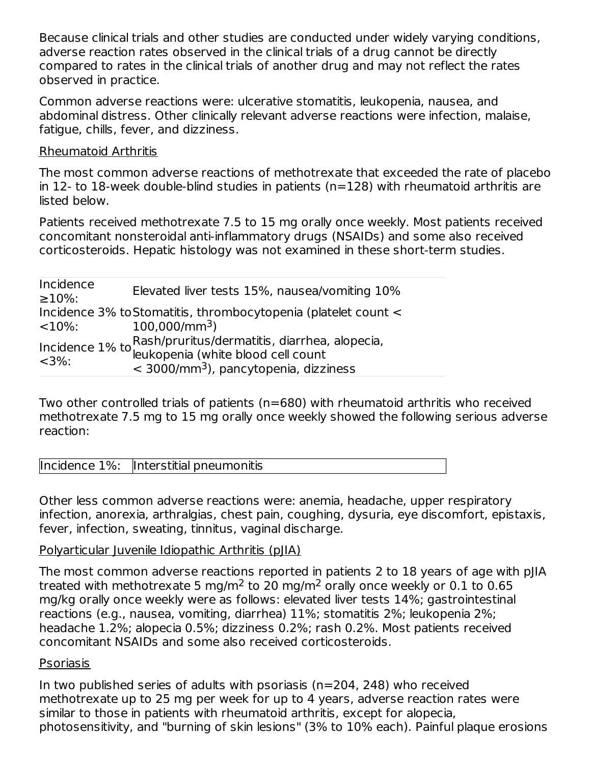Because clinical trials and other studies are conducted under widely varying conditions, adverse reaction rates observed in the clinical trials of a drug cannot be directly compared to rates in the clinical trials of another drug and may not reflect the rates observed in practice.

Common adverse reactions were: ulcerative stomatitis, leukopenia, nausea, and abdominal distress. Other clinically relevant adverse reactions were infection, malaise, fatigue, chills, fever, and dizziness.

Rheumatoid Arthritis

The most common adverse reactions of methotrexate that exceeded the rate of placebo in 12- to 18-week double-blind studies in patients (n=128) with rheumatoid arthritis are listed below.

Patients received methotrexate 7.5 to 15 mg orally once weekly. Most patients received concomitant nonsteroidal anti-inflammatory drugs (NSAIDs) and some also received corticosteroids. Hepatic histology was not examined in these short-term studies.

| | |
|---|---|
| Incidence ≥10%: | Elevated liver tests 15%, nausea/vomiting 10% |
| Incidence 3% to <10%: | Stomatitis, thrombocytopenia (platelet count < 100,000/mm$^3$) |
| Incidence 1% to <3%: | Rash/pruritus/dermatitis, diarrhea, alopecia, leukopenia (white blood cell count < 3000/mm$^3$), pancytopenia, dizziness |

Two other controlled trials of patients (n=680) with rheumatoid arthritis who received methotrexate 7.5 mg to 15 mg orally once weekly showed the following serious adverse reaction:

| | |
|---|---|
| Incidence 1%: | Interstitial pneumonitis |

Other less common adverse reactions were: anemia, headache, upper respiratory infection, anorexia, arthralgias, chest pain, coughing, dysuria, eye discomfort, epistaxis, fever, infection, sweating, tinnitus, vaginal discharge.

Polyarticular Juvenile Idiopathic Arthritis (pJIA)

The most common adverse reactions reported in patients 2 to 18 years of age with pJIA treated with methotrexate 5 mg/m$^2$ to 20 mg/m$^2$ orally once weekly or 0.1 to 0.65 mg/kg orally once weekly were as follows: elevated liver tests 14%; gastrointestinal reactions (e.g., nausea, vomiting, diarrhea) 11%; stomatitis 2%; leukopenia 2%; headache 1.2%; alopecia 0.5%; dizziness 0.2%; rash 0.2%. Most patients received concomitant NSAIDs and some also received corticosteroids.

Psoriasis

In two published series of adults with psoriasis (n=204, 248) who received methotrexate up to 25 mg per week for up to 4 years, adverse reaction rates were similar to those in patients with rheumatoid arthritis, except for alopecia, photosensitivity, and "burning of skin lesions" (3% to 10% each). Painful plaque erosions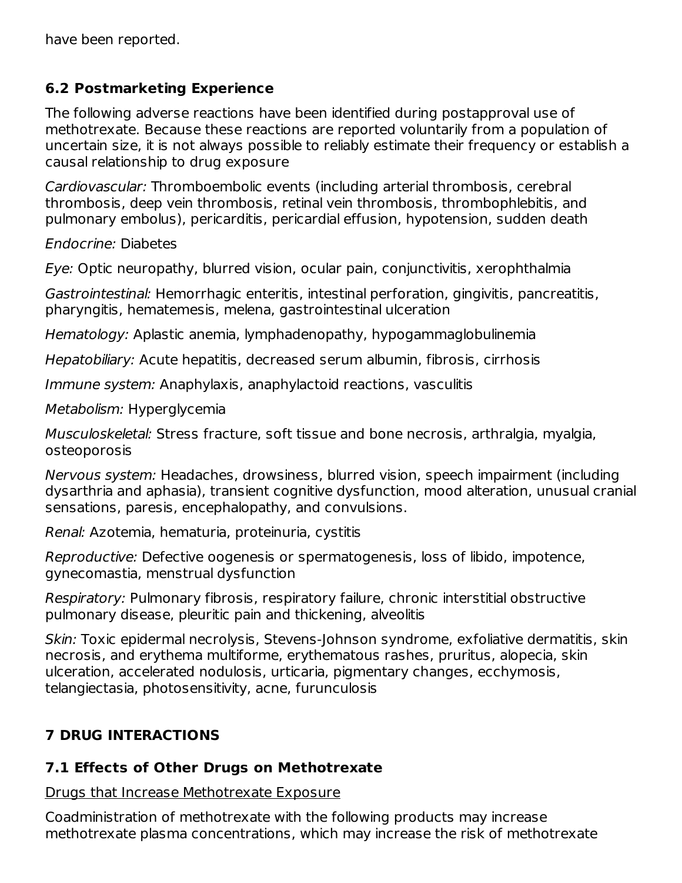have been reported.

### 6.2 Postmarketing Experience

The following adverse reactions have been identified during postapproval use of methotrexate. Because these reactions are reported voluntarily from a population of uncertain size, it is not always possible to reliably estimate their frequency or establish a causal relationship to drug exposure

*Cardiovascular:* Thromboembolic events (including arterial thrombosis, cerebral thrombosis, deep vein thrombosis, retinal vein thrombosis, thrombophlebitis, and pulmonary embolus), pericarditis, pericardial effusion, hypotension, sudden death

*Endocrine:* Diabetes

*Eye:* Optic neuropathy, blurred vision, ocular pain, conjunctivitis, xerophthalmia

*Gastrointestinal:* Hemorrhagic enteritis, intestinal perforation, gingivitis, pancreatitis, pharyngitis, hematemesis, melena, gastrointestinal ulceration

*Hematology:* Aplastic anemia, lymphadenopathy, hypogammaglobulinemia

*Hepatobiliary:* Acute hepatitis, decreased serum albumin, fibrosis, cirrhosis

*Immune system:* Anaphylaxis, anaphylactoid reactions, vasculitis

*Metabolism:* Hyperglycemia

*Musculoskeletal:* Stress fracture, soft tissue and bone necrosis, arthralgia, myalgia, osteoporosis

*Nervous system:* Headaches, drowsiness, blurred vision, speech impairment (including dysarthria and aphasia), transient cognitive dysfunction, mood alteration, unusual cranial sensations, paresis, encephalopathy, and convulsions.

*Renal:* Azotemia, hematuria, proteinuria, cystitis

*Reproductive:* Defective oogenesis or spermatogenesis, loss of libido, impotence, gynecomastia, menstrual dysfunction

*Respiratory:* Pulmonary fibrosis, respiratory failure, chronic interstitial obstructive pulmonary disease, pleuritic pain and thickening, alveolitis

*Skin:* Toxic epidermal necrolysis, Stevens-Johnson syndrome, exfoliative dermatitis, skin necrosis, and erythema multiforme, erythematous rashes, pruritus, alopecia, skin ulceration, accelerated nodulosis, urticaria, pigmentary changes, ecchymosis, telangiectasia, photosensitivity, acne, furunculosis

## 7 DRUG INTERACTIONS

### 7.1 Effects of Other Drugs on Methotrexate

Drugs that Increase Methotrexate Exposure

Coadministration of methotrexate with the following products may increase methotrexate plasma concentrations, which may increase the risk of methotrexate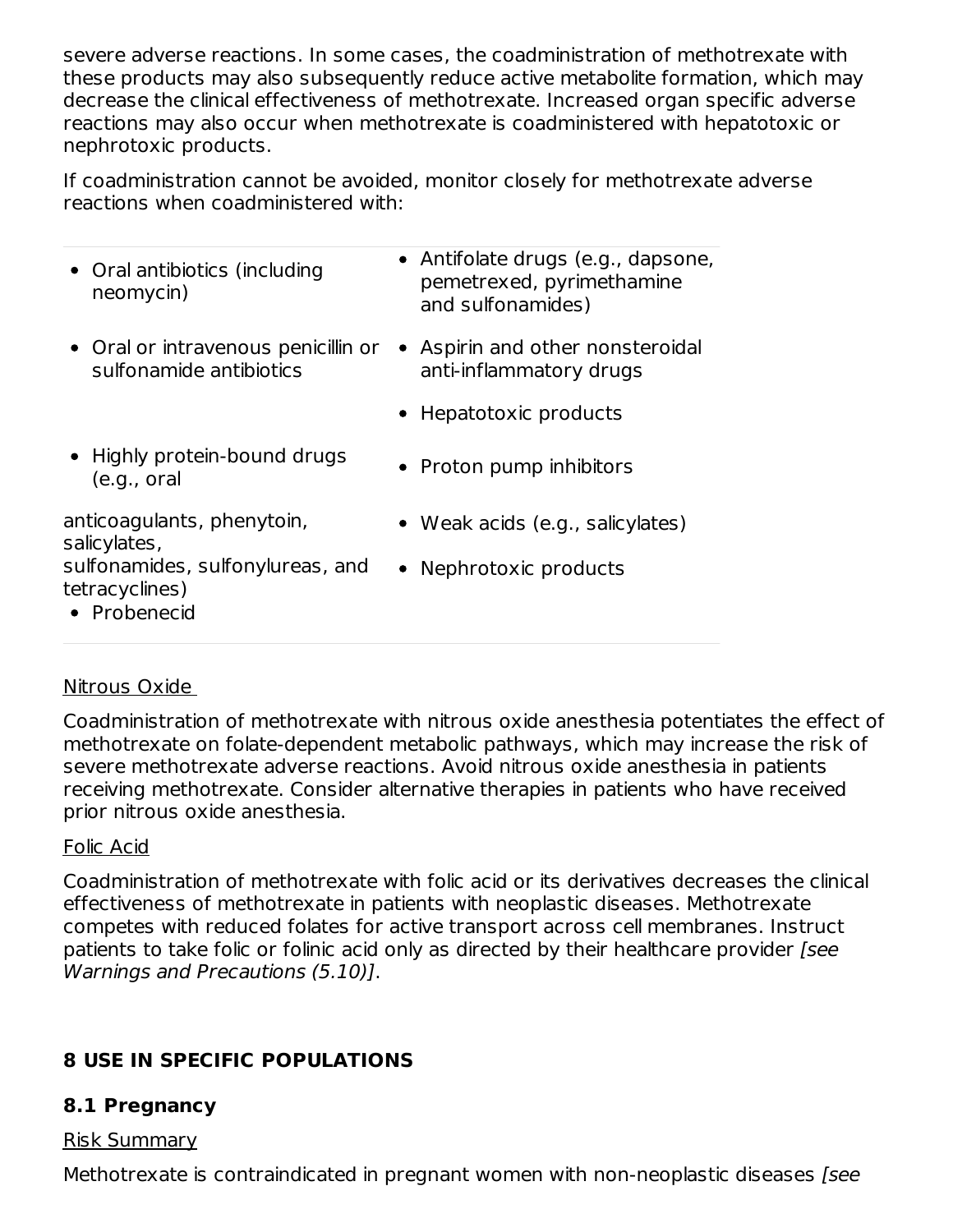severe adverse reactions. In some cases, the coadministration of methotrexate with these products may also subsequently reduce active metabolite formation, which may decrease the clinical effectiveness of methotrexate. Increased organ specific adverse reactions may also occur when methotrexate is coadministered with hepatotoxic or nephrotoxic products.

If coadministration cannot be avoided, monitor closely for methotrexate adverse reactions when coadministered with:

- Oral antibiotics (including neomycin)
- Oral or intravenous penicillin or sulfonamide antibiotics
- Highly protein-bound drugs (e.g., oral anticoagulants, phenytoin, salicylates, sulfonamides, sulfonylureas, and tetracyclines)
- Probenecid
- Antifolate drugs (e.g., dapsone, pemetrexed, pyrimethamine and sulfonamides)
- Aspirin and other nonsteroidal anti-inflammatory drugs
- Hepatotoxic products
- Proton pump inhibitors
- Weak acids (e.g., salicylates)
- Nephrotoxic products

Nitrous Oxide

Coadministration of methotrexate with nitrous oxide anesthesia potentiates the effect of methotrexate on folate-dependent metabolic pathways, which may increase the risk of severe methotrexate adverse reactions. Avoid nitrous oxide anesthesia in patients receiving methotrexate. Consider alternative therapies in patients who have received prior nitrous oxide anesthesia.

Folic Acid

Coadministration of methotrexate with folic acid or its derivatives decreases the clinical effectiveness of methotrexate in patients with neoplastic diseases. Methotrexate competes with reduced folates for active transport across cell membranes. Instruct patients to take folic or folinic acid only as directed by their healthcare provider *[see Warnings and Precautions (5.10)]*.

## 8 USE IN SPECIFIC POPULATIONS

### 8.1 Pregnancy

Risk Summary

Methotrexate is contraindicated in pregnant women with non-neoplastic diseases *[see*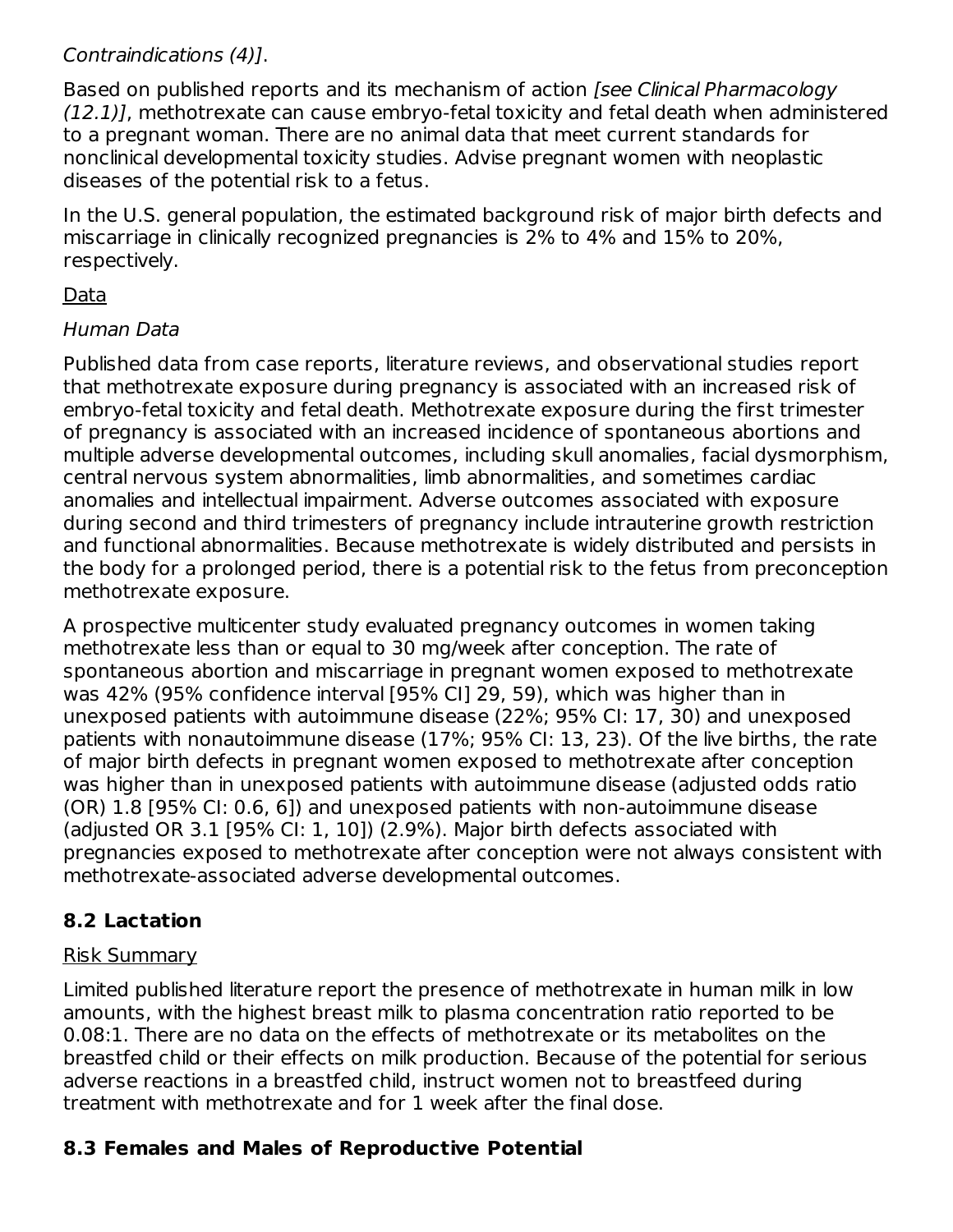*Contraindications (4)]*.

Based on published reports and its mechanism of action *[see Clinical Pharmacology (12.1)]*, methotrexate can cause embryo-fetal toxicity and fetal death when administered to a pregnant woman. There are no animal data that meet current standards for nonclinical developmental toxicity studies. Advise pregnant women with neoplastic diseases of the potential risk to a fetus.

In the U.S. general population, the estimated background risk of major birth defects and miscarriage in clinically recognized pregnancies is 2% to 4% and 15% to 20%, respectively.

<u>Data</u>

*Human Data*

Published data from case reports, literature reviews, and observational studies report that methotrexate exposure during pregnancy is associated with an increased risk of embryo-fetal toxicity and fetal death. Methotrexate exposure during the first trimester of pregnancy is associated with an increased incidence of spontaneous abortions and multiple adverse developmental outcomes, including skull anomalies, facial dysmorphism, central nervous system abnormalities, limb abnormalities, and sometimes cardiac anomalies and intellectual impairment. Adverse outcomes associated with exposure during second and third trimesters of pregnancy include intrauterine growth restriction and functional abnormalities. Because methotrexate is widely distributed and persists in the body for a prolonged period, there is a potential risk to the fetus from preconception methotrexate exposure.

A prospective multicenter study evaluated pregnancy outcomes in women taking methotrexate less than or equal to 30 mg/week after conception. The rate of spontaneous abortion and miscarriage in pregnant women exposed to methotrexate was 42% (95% confidence interval [95% CI] 29, 59), which was higher than in unexposed patients with autoimmune disease (22%; 95% CI: 17, 30) and unexposed patients with nonautoimmune disease (17%; 95% CI: 13, 23). Of the live births, the rate of major birth defects in pregnant women exposed to methotrexate after conception was higher than in unexposed patients with autoimmune disease (adjusted odds ratio (OR) 1.8 [95% CI: 0.6, 6]) and unexposed patients with non-autoimmune disease (adjusted OR 3.1 [95% CI: 1, 10]) (2.9%). Major birth defects associated with pregnancies exposed to methotrexate after conception were not always consistent with methotrexate-associated adverse developmental outcomes.

## 8.2 Lactation

<u>Risk Summary</u>

Limited published literature report the presence of methotrexate in human milk in low amounts, with the highest breast milk to plasma concentration ratio reported to be 0.08:1. There are no data on the effects of methotrexate or its metabolites on the breastfed child or their effects on milk production. Because of the potential for serious adverse reactions in a breastfed child, instruct women not to breastfeed during treatment with methotrexate and for 1 week after the final dose.

## 8.3 Females and Males of Reproductive Potential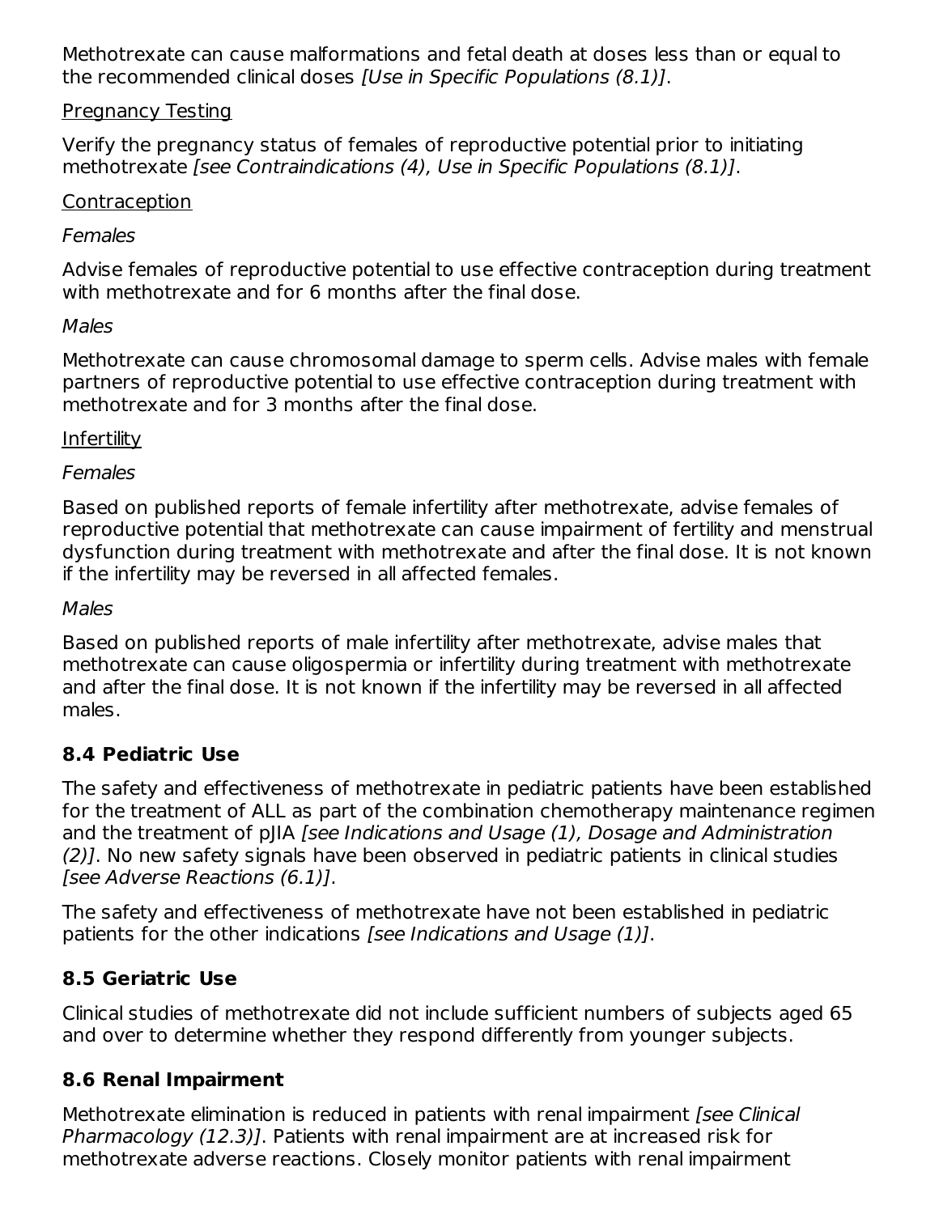Methotrexate can cause malformations and fetal death at doses less than or equal to the recommended clinical doses *[Use in Specific Populations (8.1)]*.

<u>Pregnancy Testing</u>

Verify the pregnancy status of females of reproductive potential prior to initiating methotrexate *[see Contraindications (4), Use in Specific Populations (8.1)]*.

<u>Contraception</u>

*Females*

Advise females of reproductive potential to use effective contraception during treatment with methotrexate and for 6 months after the final dose.

*Males*

Methotrexate can cause chromosomal damage to sperm cells. Advise males with female partners of reproductive potential to use effective contraception during treatment with methotrexate and for 3 months after the final dose.

<u>Infertility</u>

*Females*

Based on published reports of female infertility after methotrexate, advise females of reproductive potential that methotrexate can cause impairment of fertility and menstrual dysfunction during treatment with methotrexate and after the final dose. It is not known if the infertility may be reversed in all affected females.

*Males*

Based on published reports of male infertility after methotrexate, advise males that methotrexate can cause oligospermia or infertility during treatment with methotrexate and after the final dose. It is not known if the infertility may be reversed in all affected males.

### 8.4 Pediatric Use

The safety and effectiveness of methotrexate in pediatric patients have been established for the treatment of ALL as part of the combination chemotherapy maintenance regimen and the treatment of pJIA *[see Indications and Usage (1), Dosage and Administration (2)]*. No new safety signals have been observed in pediatric patients in clinical studies *[see Adverse Reactions (6.1)]*.

The safety and effectiveness of methotrexate have not been established in pediatric patients for the other indications *[see Indications and Usage (1)]*.

### 8.5 Geriatric Use

Clinical studies of methotrexate did not include sufficient numbers of subjects aged 65 and over to determine whether they respond differently from younger subjects.

### 8.6 Renal Impairment

Methotrexate elimination is reduced in patients with renal impairment *[see Clinical Pharmacology (12.3)]*. Patients with renal impairment are at increased risk for methotrexate adverse reactions. Closely monitor patients with renal impairment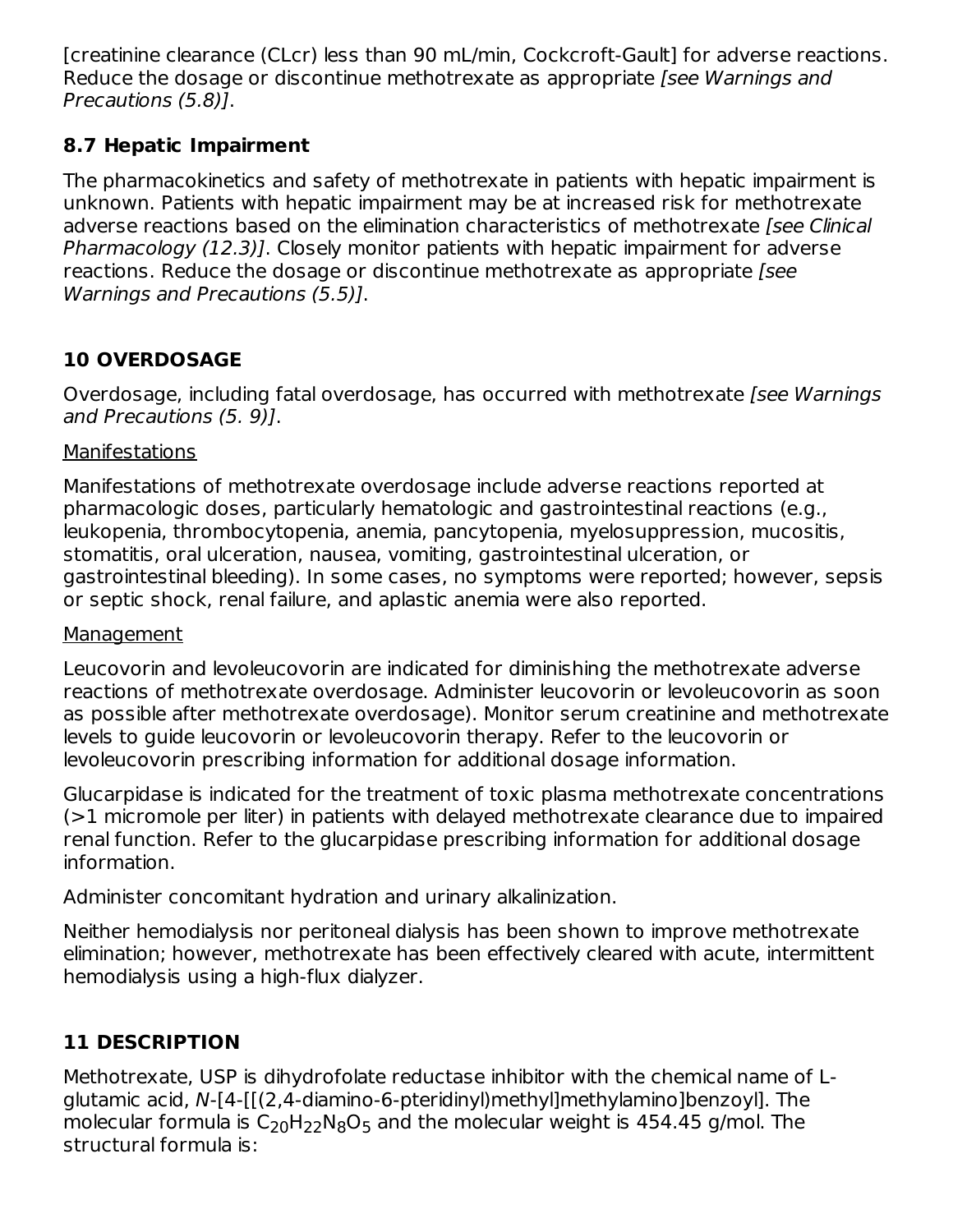[creatinine clearance (CLcr) less than 90 mL/min, Cockcroft-Gault] for adverse reactions. Reduce the dosage or discontinue methotrexate as appropriate *[see Warnings and Precautions (5.8)]*.

### 8.7 Hepatic Impairment

The pharmacokinetics and safety of methotrexate in patients with hepatic impairment is unknown. Patients with hepatic impairment may be at increased risk for methotrexate adverse reactions based on the elimination characteristics of methotrexate *[see Clinical Pharmacology (12.3)]*. Closely monitor patients with hepatic impairment for adverse reactions. Reduce the dosage or discontinue methotrexate as appropriate *[see Warnings and Precautions (5.5)]*.

## 10 OVERDOSAGE

Overdosage, including fatal overdosage, has occurred with methotrexate *[see Warnings and Precautions (5. 9)]*.

Manifestations

Manifestations of methotrexate overdosage include adverse reactions reported at pharmacologic doses, particularly hematologic and gastrointestinal reactions (e.g., leukopenia, thrombocytopenia, anemia, pancytopenia, myelosuppression, mucositis, stomatitis, oral ulceration, nausea, vomiting, gastrointestinal ulceration, or gastrointestinal bleeding). In some cases, no symptoms were reported; however, sepsis or septic shock, renal failure, and aplastic anemia were also reported.

Management

Leucovorin and levoleucovorin are indicated for diminishing the methotrexate adverse reactions of methotrexate overdosage. Administer leucovorin or levoleucovorin as soon as possible after methotrexate overdosage). Monitor serum creatinine and methotrexate levels to guide leucovorin or levoleucovorin therapy. Refer to the leucovorin or levoleucovorin prescribing information for additional dosage information.

Glucarpidase is indicated for the treatment of toxic plasma methotrexate concentrations (>1 micromole per liter) in patients with delayed methotrexate clearance due to impaired renal function. Refer to the glucarpidase prescribing information for additional dosage information.

Administer concomitant hydration and urinary alkalinization.

Neither hemodialysis nor peritoneal dialysis has been shown to improve methotrexate elimination; however, methotrexate has been effectively cleared with acute, intermittent hemodialysis using a high-flux dialyzer.

## 11 DESCRIPTION

Methotrexate, USP is dihydrofolate reductase inhibitor with the chemical name of L-glutamic acid, *N*-[4-[[(2,4-diamino-6-pteridinyl)methyl]methylamino]benzoyl]. The molecular formula is $C_{20}H_{22}N_8O_5$ and the molecular weight is 454.45 g/mol. The structural formula is: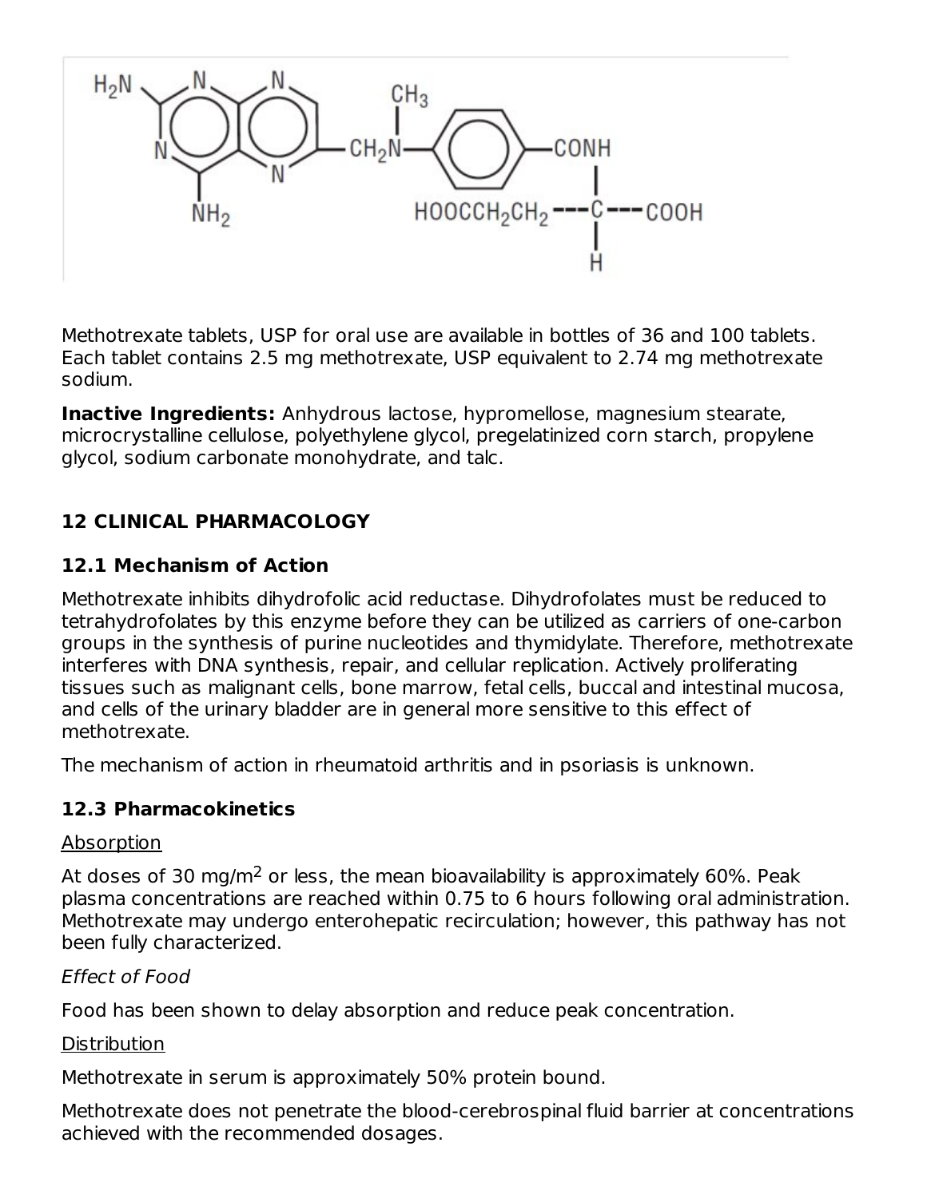Methotrexate tablets, USP for oral use are available in bottles of 36 and 100 tablets. Each tablet contains 2.5 mg methotrexate, USP equivalent to 2.74 mg methotrexate sodium.

**Inactive Ingredients:** Anhydrous lactose, hypromellose, magnesium stearate, microcrystalline cellulose, polyethylene glycol, pregelatinized corn starch, propylene glycol, sodium carbonate monohydrate, and talc.

## 12 CLINICAL PHARMACOLOGY

### 12.1 Mechanism of Action

Methotrexate inhibits dihydrofolic acid reductase. Dihydrofolates must be reduced to tetrahydrofolates by this enzyme before they can be utilized as carriers of one-carbon groups in the synthesis of purine nucleotides and thymidylate. Therefore, methotrexate interferes with DNA synthesis, repair, and cellular replication. Actively proliferating tissues such as malignant cells, bone marrow, fetal cells, buccal and intestinal mucosa, and cells of the urinary bladder are in general more sensitive to this effect of methotrexate.

The mechanism of action in rheumatoid arthritis and in psoriasis is unknown.

### 12.3 Pharmacokinetics

Absorption

At doses of 30 $mg/m^2$ or less, the mean bioavailability is approximately 60%. Peak plasma concentrations are reached within 0.75 to 6 hours following oral administration. Methotrexate may undergo enterohepatic recirculation; however, this pathway has not been fully characterized.

*Effect of Food*

Food has been shown to delay absorption and reduce peak concentration.

Distribution

Methotrexate in serum is approximately 50% protein bound.

Methotrexate does not penetrate the blood-cerebrospinal fluid barrier at concentrations achieved with the recommended dosages.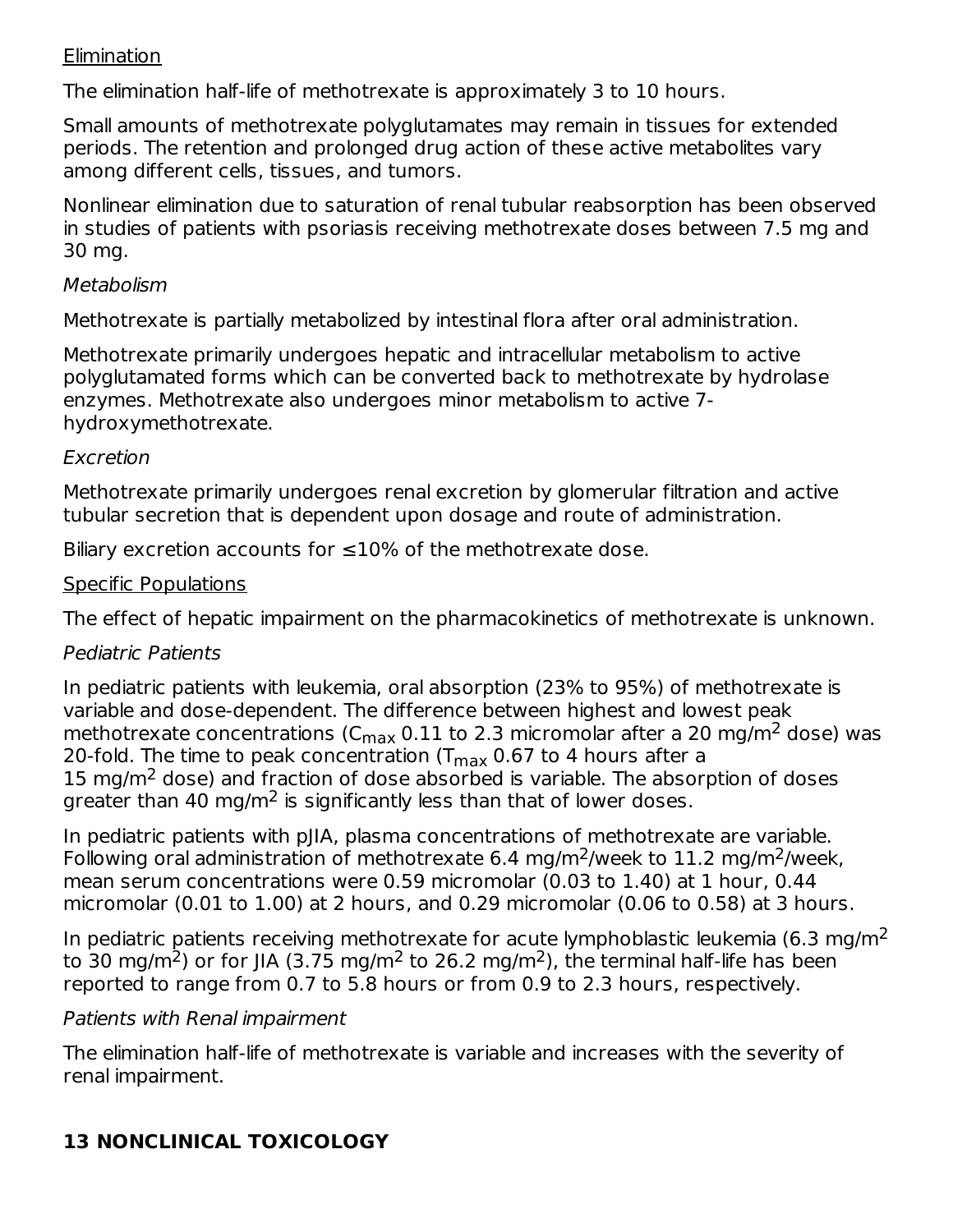Elimination

The elimination half-life of methotrexate is approximately 3 to 10 hours.

Small amounts of methotrexate polyglutamates may remain in tissues for extended periods. The retention and prolonged drug action of these active metabolites vary among different cells, tissues, and tumors.

Nonlinear elimination due to saturation of renal tubular reabsorption has been observed in studies of patients with psoriasis receiving methotrexate doses between 7.5 mg and 30 mg.

*Metabolism*

Methotrexate is partially metabolized by intestinal flora after oral administration.

Methotrexate primarily undergoes hepatic and intracellular metabolism to active polyglutamated forms which can be converted back to methotrexate by hydrolase enzymes. Methotrexate also undergoes minor metabolism to active 7-hydroxymethotrexate.

*Excretion*

Methotrexate primarily undergoes renal excretion by glomerular filtration and active tubular secretion that is dependent upon dosage and route of administration.

Biliary excretion accounts for ≤10% of the methotrexate dose.

Specific Populations

The effect of hepatic impairment on the pharmacokinetics of methotrexate is unknown.

*Pediatric Patients*

In pediatric patients with leukemia, oral absorption (23% to 95%) of methotrexate is variable and dose-dependent. The difference between highest and lowest peak methotrexate concentrations ($C_{max}$ 0.11 to 2.3 micromolar after a 20 mg/m$^2$ dose) was 20-fold. The time to peak concentration ($T_{max}$ 0.67 to 4 hours after a 15 mg/m$^2$ dose) and fraction of dose absorbed is variable. The absorption of doses greater than 40 mg/m$^2$ is significantly less than that of lower doses.

In pediatric patients with pJIA, plasma concentrations of methotrexate are variable. Following oral administration of methotrexate 6.4 mg/m$^2$/week to 11.2 mg/m$^2$/week, mean serum concentrations were 0.59 micromolar (0.03 to 1.40) at 1 hour, 0.44 micromolar (0.01 to 1.00) at 2 hours, and 0.29 micromolar (0.06 to 0.58) at 3 hours.

In pediatric patients receiving methotrexate for acute lymphoblastic leukemia (6.3 mg/m$^2$ to 30 mg/m$^2$) or for JIA (3.75 mg/m$^2$ to 26.2 mg/m$^2$), the terminal half-life has been reported to range from 0.7 to 5.8 hours or from 0.9 to 2.3 hours, respectively.

*Patients with Renal impairment*

The elimination half-life of methotrexate is variable and increases with the severity of renal impairment.

## 13 NONCLINICAL TOXICOLOGY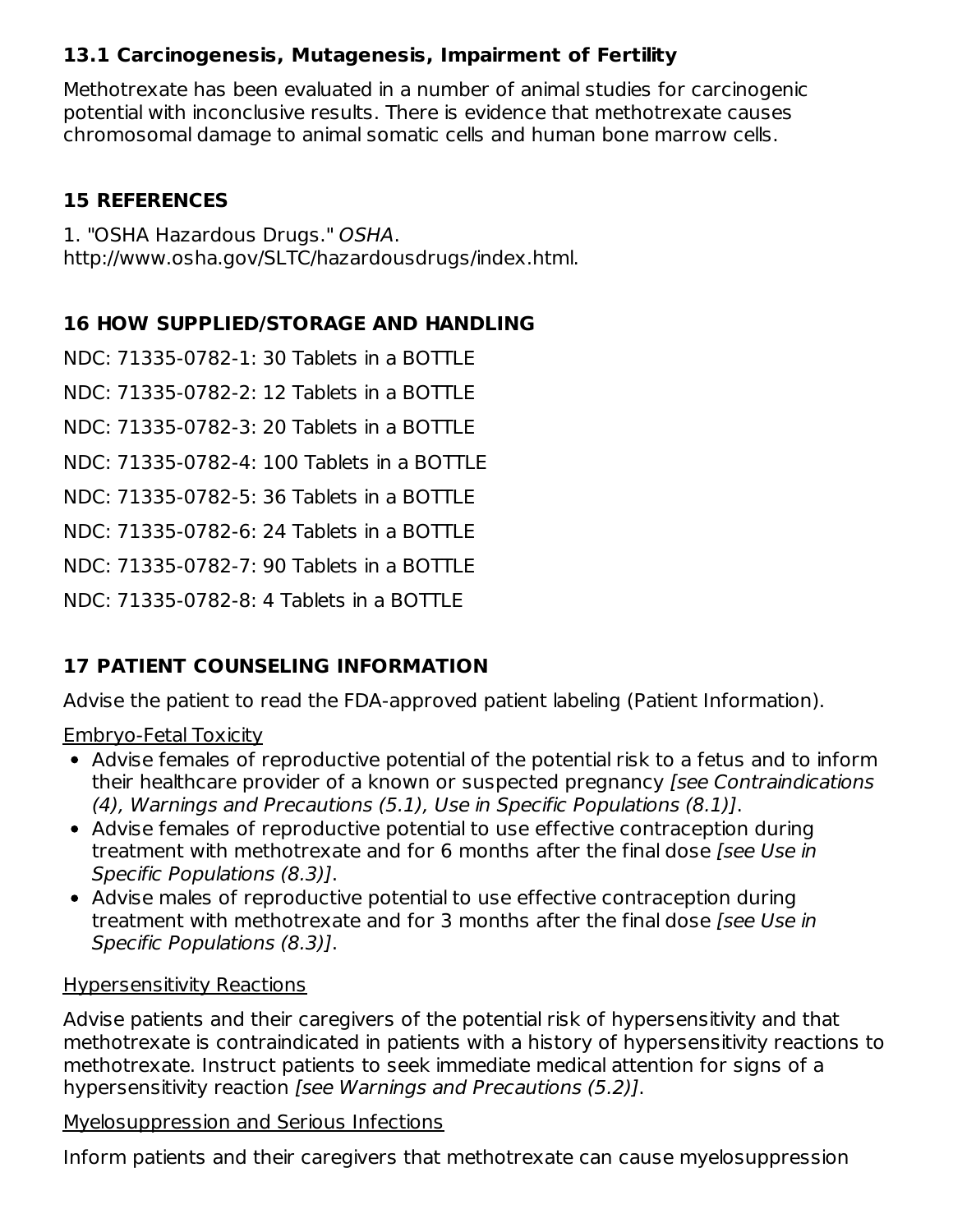### 13.1 Carcinogenesis, Mutagenesis, Impairment of Fertility

Methotrexate has been evaluated in a number of animal studies for carcinogenic potential with inconclusive results. There is evidence that methotrexate causes chromosomal damage to animal somatic cells and human bone marrow cells.

## 15 REFERENCES

1. "OSHA Hazardous Drugs." *OSHA*. http://www.osha.gov/SLTC/hazardousdrugs/index.html.

## 16 HOW SUPPLIED/STORAGE AND HANDLING

NDC: 71335-0782-1: 30 Tablets in a BOTTLE

NDC: 71335-0782-2: 12 Tablets in a BOTTLE

NDC: 71335-0782-3: 20 Tablets in a BOTTLE

NDC: 71335-0782-4: 100 Tablets in a BOTTLE

NDC: 71335-0782-5: 36 Tablets in a BOTTLE

NDC: 71335-0782-6: 24 Tablets in a BOTTLE

NDC: 71335-0782-7: 90 Tablets in a BOTTLE

NDC: 71335-0782-8: 4 Tablets in a BOTTLE

## 17 PATIENT COUNSELING INFORMATION

Advise the patient to read the FDA-approved patient labeling (Patient Information).

Embryo-Fetal Toxicity

- Advise females of reproductive potential of the potential risk to a fetus and to inform their healthcare provider of a known or suspected pregnancy *[see Contraindications (4), Warnings and Precautions (5.1), Use in Specific Populations (8.1)]*.
- Advise females of reproductive potential to use effective contraception during treatment with methotrexate and for 6 months after the final dose *[see Use in Specific Populations (8.3)]*.
- Advise males of reproductive potential to use effective contraception during treatment with methotrexate and for 3 months after the final dose *[see Use in Specific Populations (8.3)]*.

Hypersensitivity Reactions

Advise patients and their caregivers of the potential risk of hypersensitivity and that methotrexate is contraindicated in patients with a history of hypersensitivity reactions to methotrexate. Instruct patients to seek immediate medical attention for signs of a hypersensitivity reaction *[see Warnings and Precautions (5.2)]*.

Myelosuppression and Serious Infections

Inform patients and their caregivers that methotrexate can cause myelosuppression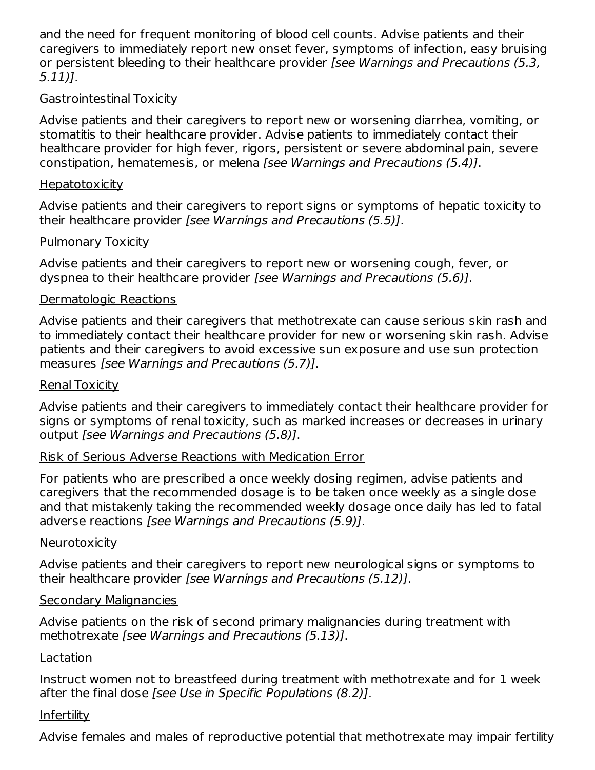and the need for frequent monitoring of blood cell counts. Advise patients and their caregivers to immediately report new onset fever, symptoms of infection, easy bruising or persistent bleeding to their healthcare provider *[see Warnings and Precautions (5.3, 5.11)]*.

Gastrointestinal Toxicity

Advise patients and their caregivers to report new or worsening diarrhea, vomiting, or stomatitis to their healthcare provider. Advise patients to immediately contact their healthcare provider for high fever, rigors, persistent or severe abdominal pain, severe constipation, hematemesis, or melena *[see Warnings and Precautions (5.4)]*.

Hepatotoxicity

Advise patients and their caregivers to report signs or symptoms of hepatic toxicity to their healthcare provider *[see Warnings and Precautions (5.5)]*.

Pulmonary Toxicity

Advise patients and their caregivers to report new or worsening cough, fever, or dyspnea to their healthcare provider *[see Warnings and Precautions (5.6)]*.

Dermatologic Reactions

Advise patients and their caregivers that methotrexate can cause serious skin rash and to immediately contact their healthcare provider for new or worsening skin rash. Advise patients and their caregivers to avoid excessive sun exposure and use sun protection measures *[see Warnings and Precautions (5.7)]*.

Renal Toxicity

Advise patients and their caregivers to immediately contact their healthcare provider for signs or symptoms of renal toxicity, such as marked increases or decreases in urinary output *[see Warnings and Precautions (5.8)]*.

Risk of Serious Adverse Reactions with Medication Error

For patients who are prescribed a once weekly dosing regimen, advise patients and caregivers that the recommended dosage is to be taken once weekly as a single dose and that mistakenly taking the recommended weekly dosage once daily has led to fatal adverse reactions *[see Warnings and Precautions (5.9)]*.

Neurotoxicity

Advise patients and their caregivers to report new neurological signs or symptoms to their healthcare provider *[see Warnings and Precautions (5.12)]*.

Secondary Malignancies

Advise patients on the risk of second primary malignancies during treatment with methotrexate *[see Warnings and Precautions (5.13)]*.

Lactation

Instruct women not to breastfeed during treatment with methotrexate and for 1 week after the final dose *[see Use in Specific Populations (8.2)]*.

Infertility

Advise females and males of reproductive potential that methotrexate may impair fertility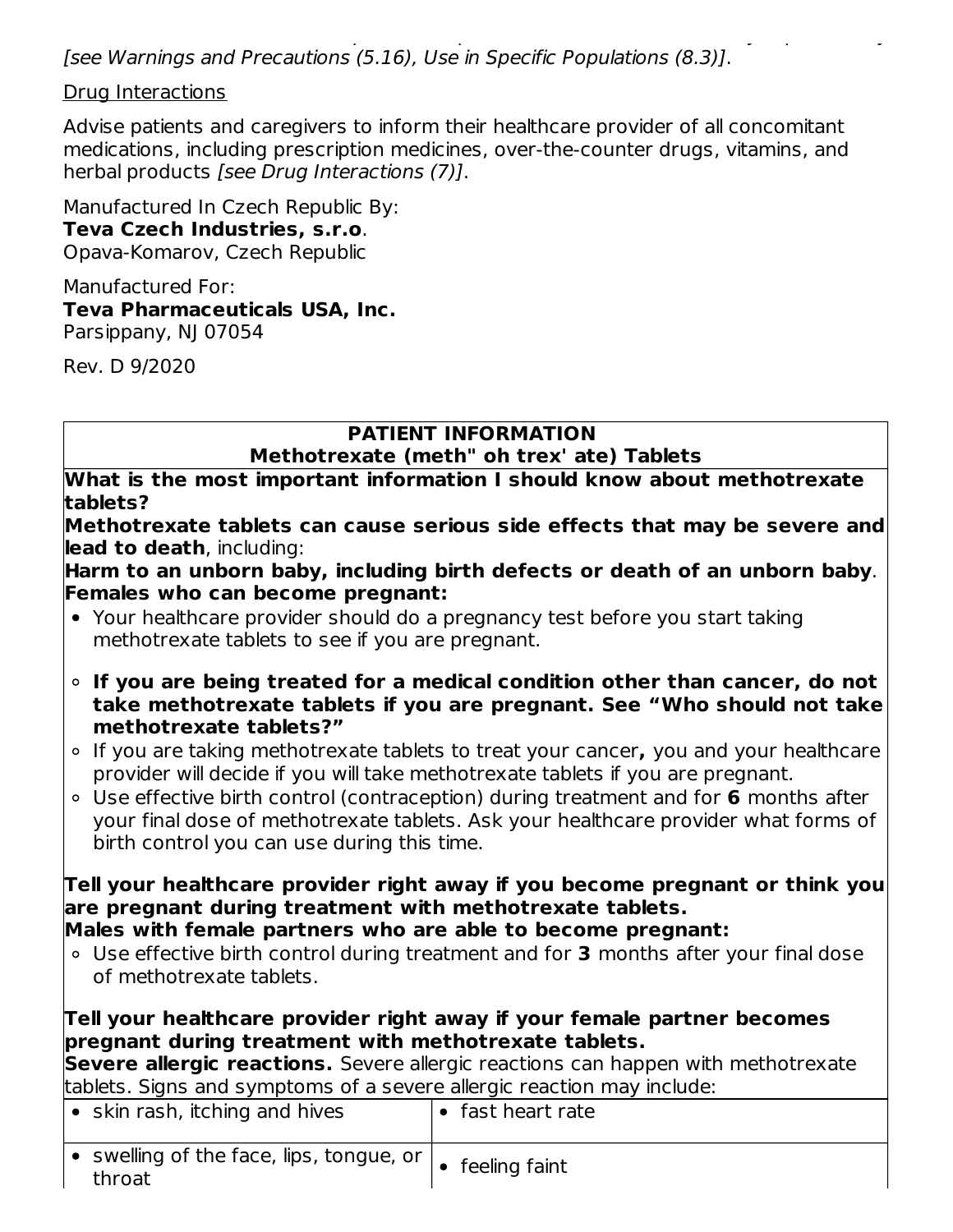*[see Warnings and Precautions (5.16), Use in Specific Populations (8.3)]*.

Drug Interactions

Advise patients and caregivers to inform their healthcare provider of all concomitant medications, including prescription medicines, over-the-counter drugs, vitamins, and herbal products *[see Drug Interactions (7)]*.

Manufactured In Czech Republic By:
**Teva Czech Industries, s.r.o**.
Opava-Komarov, Czech Republic

Manufactured For:
**Teva Pharmaceuticals USA, Inc.**
Parsippany, NJ 07054

Rev. D 9/2020

**PATIENT INFORMATION**
**Methotrexate (meth" oh trex' ate) Tablets**

**What is the most important information I should know about methotrexate tablets?**

**Methotrexate tablets can cause serious side effects that may be severe and lead to death**, including:

**Harm to an unborn baby, including birth defects or death of an unborn baby**.

**Females who can become pregnant:**

- Your healthcare provider should do a pregnancy test before you start taking methotrexate tablets to see if you are pregnant.
  - **If you are being treated for a medical condition other than cancer, do not take methotrexate tablets if you are pregnant. See "Who should not take methotrexate tablets?"**
  - If you are taking methotrexate tablets to treat your cancer**,** you and your healthcare provider will decide if you will take methotrexate tablets if you are pregnant.
  - Use effective birth control (contraception) during treatment and for **6** months after your final dose of methotrexate tablets. Ask your healthcare provider what forms of birth control you can use during this time.

**Tell your healthcare provider right away if you become pregnant or think you are pregnant during treatment with methotrexate tablets.**

**Males with female partners who are able to become pregnant:**

- Use effective birth control during treatment and for **3** months after your final dose of methotrexate tablets.

**Tell your healthcare provider right away if your female partner becomes pregnant during treatment with methotrexate tablets.**

**Severe allergic reactions.** Severe allergic reactions can happen with methotrexate tablets. Signs and symptoms of a severe allergic reaction may include:

| | |
|---|---|
| • skin rash, itching and hives | • fast heart rate |
| • swelling of the face, lips, tongue, or throat | • feeling faint |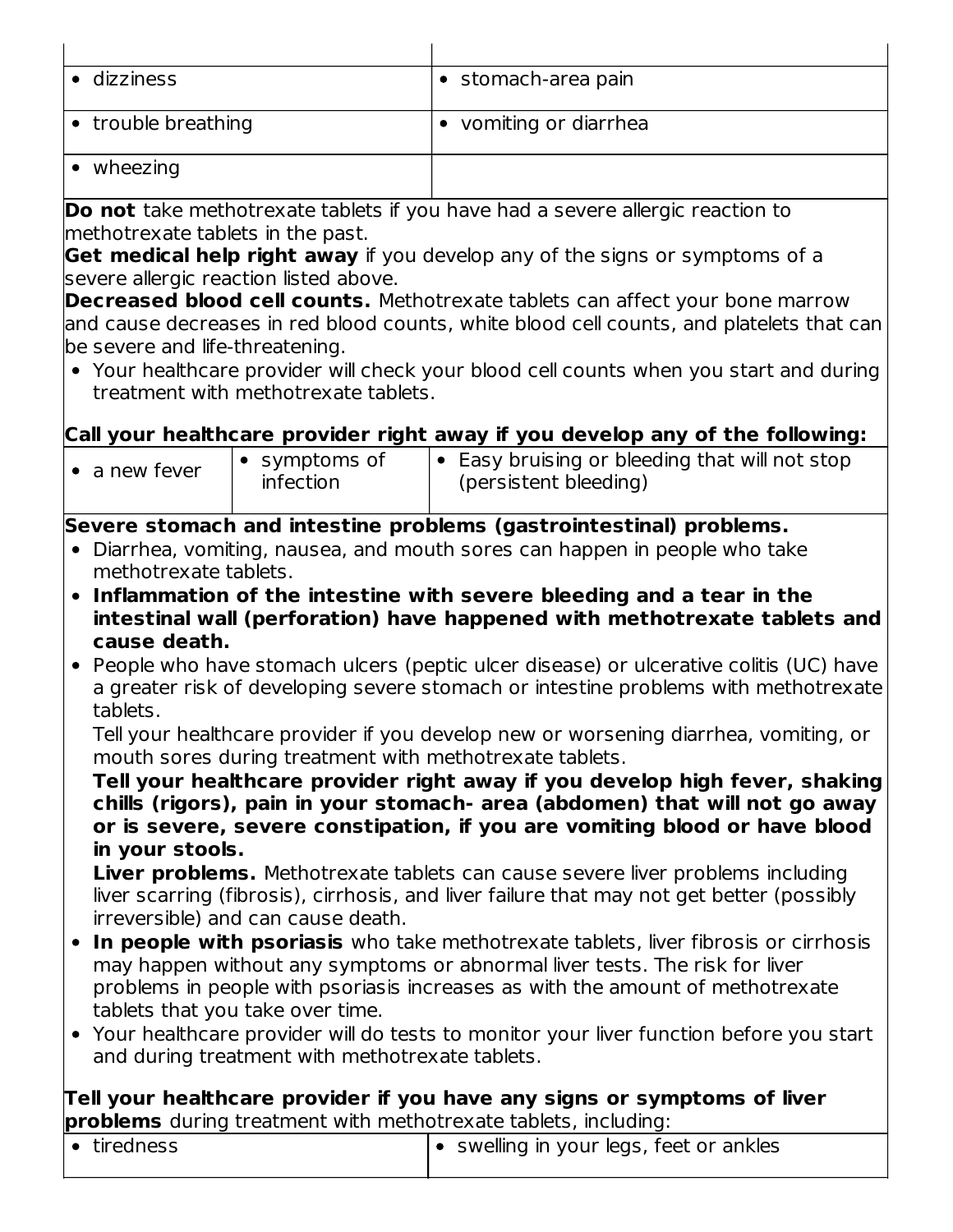| | |
|---|---|
| • dizziness | • stomach-area pain |
| • trouble breathing | • vomiting or diarrhea |
| • wheezing | |

**Do not** take methotrexate tablets if you have had a severe allergic reaction to methotrexate tablets in the past.

**Get medical help right away** if you develop any of the signs or symptoms of a severe allergic reaction listed above.

**Decreased blood cell counts.** Methotrexate tablets can affect your bone marrow and cause decreases in red blood counts, white blood cell counts, and platelets that can be severe and life-threatening.

- Your healthcare provider will check your blood cell counts when you start and during treatment with methotrexate tablets.

**Call your healthcare provider right away if you develop any of the following:**

| | | |
|---|---|---|
| • a new fever | • symptoms of infection | • Easy bruising or bleeding that will not stop (persistent bleeding) |

**Severe stomach and intestine problems (gastrointestinal) problems.**

- Diarrhea, vomiting, nausea, and mouth sores can happen in people who take methotrexate tablets.
- **Inflammation of the intestine with severe bleeding and a tear in the intestinal wall (perforation) have happened with methotrexate tablets and cause death.**
- People who have stomach ulcers (peptic ulcer disease) or ulcerative colitis (UC) have a greater risk of developing severe stomach or intestine problems with methotrexate tablets.

  Tell your healthcare provider if you develop new or worsening diarrhea, vomiting, or mouth sores during treatment with methotrexate tablets.

  **Tell your healthcare provider right away if you develop high fever, shaking chills (rigors), pain in your stomach- area (abdomen) that will not go away or is severe, severe constipation, if you are vomiting blood or have blood in your stools.**

  **Liver problems.** Methotrexate tablets can cause severe liver problems including liver scarring (fibrosis), cirrhosis, and liver failure that may not get better (possibly irreversible) and can cause death.
- **In people with psoriasis** who take methotrexate tablets, liver fibrosis or cirrhosis may happen without any symptoms or abnormal liver tests. The risk for liver problems in people with psoriasis increases as with the amount of methotrexate tablets that you take over time.
- Your healthcare provider will do tests to monitor your liver function before you start and during treatment with methotrexate tablets.

**Tell your healthcare provider if you have any signs or symptoms of liver problems** during treatment with methotrexate tablets, including:

| | |
|---|---|
| • tiredness | • swelling in your legs, feet or ankles |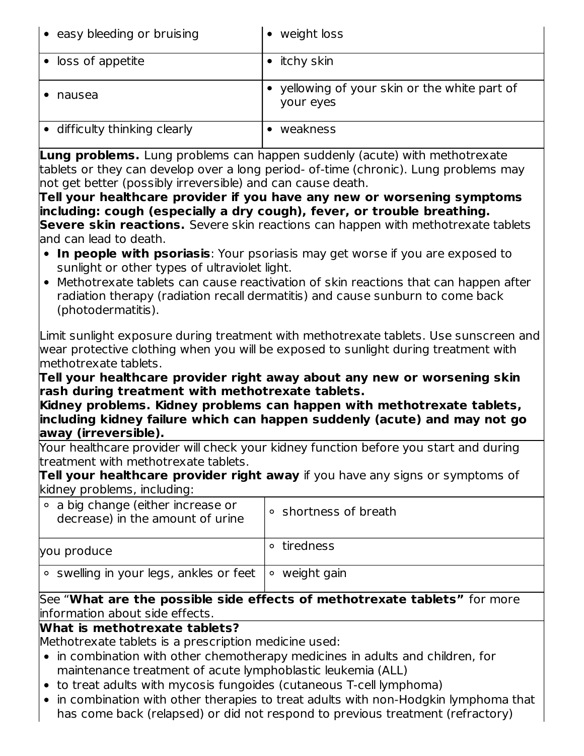| • easy bleeding or bruising | • weight loss |
| --- | --- |
| • loss of appetite | • itchy skin |
| • nausea | • yellowing of your skin or the white part of your eyes |
| • difficulty thinking clearly | • weakness |

**Lung problems.** Lung problems can happen suddenly (acute) with methotrexate tablets or they can develop over a long period- of-time (chronic). Lung problems may not get better (possibly irreversible) and can cause death.

**Tell your healthcare provider if you have any new or worsening symptoms including: cough (especially a dry cough), fever, or trouble breathing.**

**Severe skin reactions.** Severe skin reactions can happen with methotrexate tablets and can lead to death.

- **In people with psoriasis**: Your psoriasis may get worse if you are exposed to sunlight or other types of ultraviolet light.
- Methotrexate tablets can cause reactivation of skin reactions that can happen after radiation therapy (radiation recall dermatitis) and cause sunburn to come back (photodermatitis).

Limit sunlight exposure during treatment with methotrexate tablets. Use sunscreen and wear protective clothing when you will be exposed to sunlight during treatment with methotrexate tablets.

**Tell your healthcare provider right away about any new or worsening skin rash during treatment with methotrexate tablets.**

**Kidney problems. Kidney problems can happen with methotrexate tablets, including kidney failure which can happen suddenly (acute) and may not go away (irreversible).**

Your healthcare provider will check your kidney function before you start and during treatment with methotrexate tablets.

**Tell your healthcare provider right away** if you have any signs or symptoms of kidney problems, including:

| ◦ a big change (either increase or decrease) in the amount of urine you produce | ◦ shortness of breath |
| --- | --- |
| | ◦ tiredness |
| ◦ swelling in your legs, ankles or feet | ◦ weight gain |

See "**What are the possible side effects of methotrexate tablets"** for more information about side effects.

**What is methotrexate tablets?**

Methotrexate tablets is a prescription medicine used:

- in combination with other chemotherapy medicines in adults and children, for maintenance treatment of acute lymphoblastic leukemia (ALL)
- to treat adults with mycosis fungoides (cutaneous T-cell lymphoma)
- in combination with other therapies to treat adults with non-Hodgkin lymphoma that has come back (relapsed) or did not respond to previous treatment (refractory)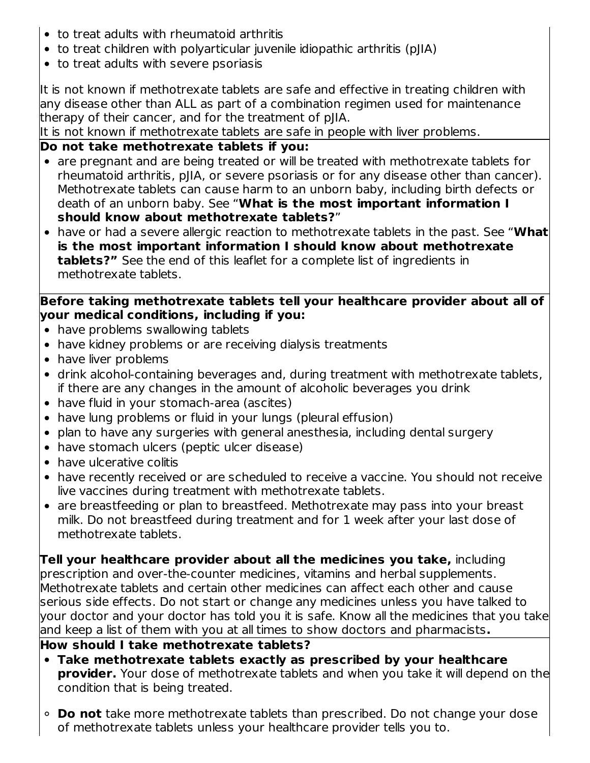- to treat adults with rheumatoid arthritis
- to treat children with polyarticular juvenile idiopathic arthritis (pJIA)
- to treat adults with severe psoriasis

It is not known if methotrexate tablets are safe and effective in treating children with any disease other than ALL as part of a combination regimen used for maintenance therapy of their cancer, and for the treatment of pJIA.
It is not known if methotrexate tablets are safe in people with liver problems.

**Do not take methotrexate tablets if you:**

- are pregnant and are being treated or will be treated with methotrexate tablets for rheumatoid arthritis, pJIA, or severe psoriasis or for any disease other than cancer). Methotrexate tablets can cause harm to an unborn baby, including birth defects or death of an unborn baby. See "**What is the most important information I should know about methotrexate tablets?**"
- have or had a severe allergic reaction to methotrexate tablets in the past. See "**What is the most important information I should know about methotrexate tablets?"** See the end of this leaflet for a complete list of ingredients in methotrexate tablets.

**Before taking methotrexate tablets tell your healthcare provider about all of your medical conditions, including if you:**

- have problems swallowing tablets
- have kidney problems or are receiving dialysis treatments
- have liver problems
- drink alcohol-containing beverages and, during treatment with methotrexate tablets, if there are any changes in the amount of alcoholic beverages you drink
- have fluid in your stomach-area (ascites)
- have lung problems or fluid in your lungs (pleural effusion)
- plan to have any surgeries with general anesthesia, including dental surgery
- have stomach ulcers (peptic ulcer disease)
- have ulcerative colitis
- have recently received or are scheduled to receive a vaccine. You should not receive live vaccines during treatment with methotrexate tablets.
- are breastfeeding or plan to breastfeed. Methotrexate may pass into your breast milk. Do not breastfeed during treatment and for 1 week after your last dose of methotrexate tablets.

**Tell your healthcare provider about all the medicines you take,** including prescription and over-the-counter medicines, vitamins and herbal supplements. Methotrexate tablets and certain other medicines can affect each other and cause serious side effects. Do not start or change any medicines unless you have talked to your doctor and your doctor has told you it is safe. Know all the medicines that you take and keep a list of them with you at all times to show doctors and pharmacists**.**

**How should I take methotrexate tablets?**

- **Take methotrexate tablets exactly as prescribed by your healthcare provider.** Your dose of methotrexate tablets and when you take it will depend on the condition that is being treated.
  - **Do not** take more methotrexate tablets than prescribed. Do not change your dose of methotrexate tablets unless your healthcare provider tells you to.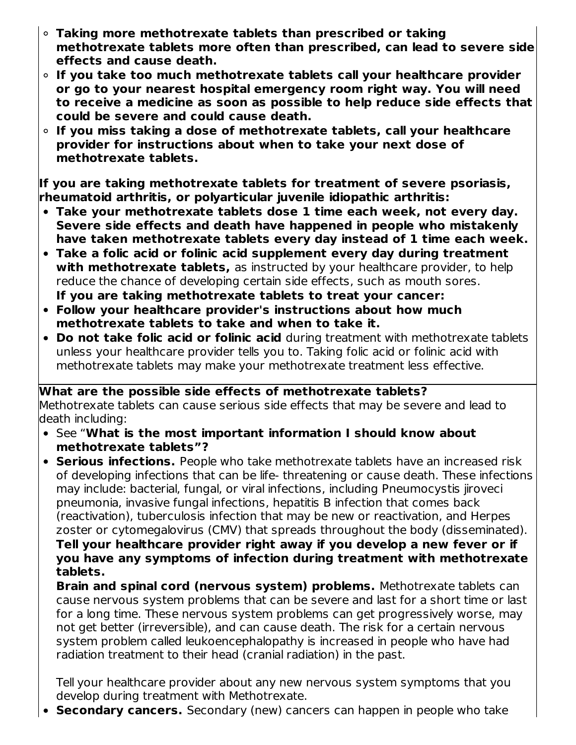- **Taking more methotrexate tablets than prescribed or taking methotrexate tablets more often than prescribed, can lead to severe side effects and cause death.**
- **If you take too much methotrexate tablets call your healthcare provider or go to your nearest hospital emergency room right way. You will need to receive a medicine as soon as possible to help reduce side effects that could be severe and could cause death.**
- **If you miss taking a dose of methotrexate tablets, call your healthcare provider for instructions about when to take your next dose of methotrexate tablets.**

**If you are taking methotrexate tablets for treatment of severe psoriasis, rheumatoid arthritis, or polyarticular juvenile idiopathic arthritis:**

- **Take your methotrexate tablets dose 1 time each week, not every day. Severe side effects and death have happened in people who mistakenly have taken methotrexate tablets every day instead of 1 time each week.**
- **Take a folic acid or folinic acid supplement every day during treatment with methotrexate tablets,** as instructed by your healthcare provider, to help reduce the chance of developing certain side effects, such as mouth sores.

**If you are taking methotrexate tablets to treat your cancer:**

- **Follow your healthcare provider's instructions about how much methotrexate tablets to take and when to take it.**
- **Do not take folic acid or folinic acid** during treatment with methotrexate tablets unless your healthcare provider tells you to. Taking folic acid or folinic acid with methotrexate tablets may make your methotrexate treatment less effective.

**What are the possible side effects of methotrexate tablets?**

Methotrexate tablets can cause serious side effects that may be severe and lead to death including:

- See "**What is the most important information I should know about methotrexate tablets"?**
- **Serious infections.** People who take methotrexate tablets have an increased risk of developing infections that can be life- threatening or cause death. These infections may include: bacterial, fungal, or viral infections, including Pneumocystis jiroveci pneumonia, invasive fungal infections, hepatitis B infection that comes back (reactivation), tuberculosis infection that may be new or reactivation, and Herpes zoster or cytomegalovirus (CMV) that spreads throughout the body (disseminated).
  **Tell your healthcare provider right away if you develop a new fever or if you have any symptoms of infection during treatment with methotrexate tablets.**
  **Brain and spinal cord (nervous system) problems.** Methotrexate tablets can cause nervous system problems that can be severe and last for a short time or last for a long time. These nervous system problems can get progressively worse, may not get better (irreversible), and can cause death. The risk for a certain nervous system problem called leukoencephalopathy is increased in people who have had radiation treatment to their head (cranial radiation) in the past.

  Tell your healthcare provider about any new nervous system symptoms that you develop during treatment with Methotrexate.
- **Secondary cancers.** Secondary (new) cancers can happen in people who take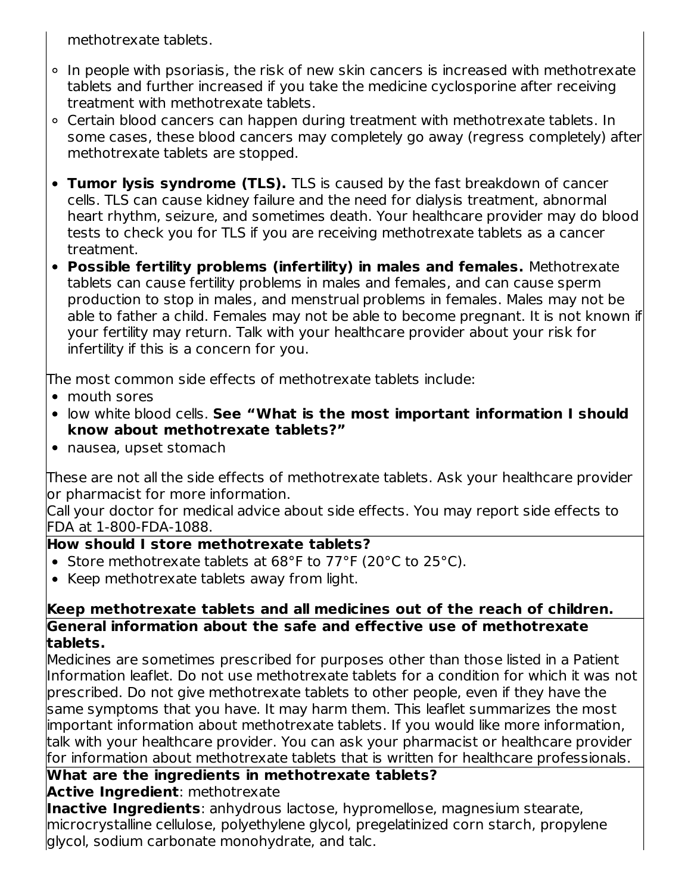methotrexate tablets.

- In people with psoriasis, the risk of new skin cancers is increased with methotrexate tablets and further increased if you take the medicine cyclosporine after receiving treatment with methotrexate tablets.
- Certain blood cancers can happen during treatment with methotrexate tablets. In some cases, these blood cancers may completely go away (regress completely) after methotrexate tablets are stopped.

- **Tumor lysis syndrome (TLS).** TLS is caused by the fast breakdown of cancer cells. TLS can cause kidney failure and the need for dialysis treatment, abnormal heart rhythm, seizure, and sometimes death. Your healthcare provider may do blood tests to check you for TLS if you are receiving methotrexate tablets as a cancer treatment.
- **Possible fertility problems (infertility) in males and females.** Methotrexate tablets can cause fertility problems in males and females, and can cause sperm production to stop in males, and menstrual problems in females. Males may not be able to father a child. Females may not be able to become pregnant. It is not known if your fertility may return. Talk with your healthcare provider about your risk for infertility if this is a concern for you.

The most common side effects of methotrexate tablets include:

- mouth sores
- low white blood cells. **See "What is the most important information I should know about methotrexate tablets?"**
- nausea, upset stomach

These are not all the side effects of methotrexate tablets. Ask your healthcare provider or pharmacist for more information.

Call your doctor for medical advice about side effects. You may report side effects to FDA at 1-800-FDA-1088.

**How should I store methotrexate tablets?**

- Store methotrexate tablets at 68°F to 77°F (20°C to 25°C).
- Keep methotrexate tablets away from light.

**Keep methotrexate tablets and all medicines out of the reach of children.**

**General information about the safe and effective use of methotrexate tablets.**

Medicines are sometimes prescribed for purposes other than those listed in a Patient Information leaflet. Do not use methotrexate tablets for a condition for which it was not prescribed. Do not give methotrexate tablets to other people, even if they have the same symptoms that you have. It may harm them. This leaflet summarizes the most important information about methotrexate tablets. If you would like more information, talk with your healthcare provider. You can ask your pharmacist or healthcare provider for information about methotrexate tablets that is written for healthcare professionals.

**What are the ingredients in methotrexate tablets?**

**Active Ingredient**: methotrexate

**Inactive Ingredients**: anhydrous lactose, hypromellose, magnesium stearate, microcrystalline cellulose, polyethylene glycol, pregelatinized corn starch, propylene glycol, sodium carbonate monohydrate, and talc.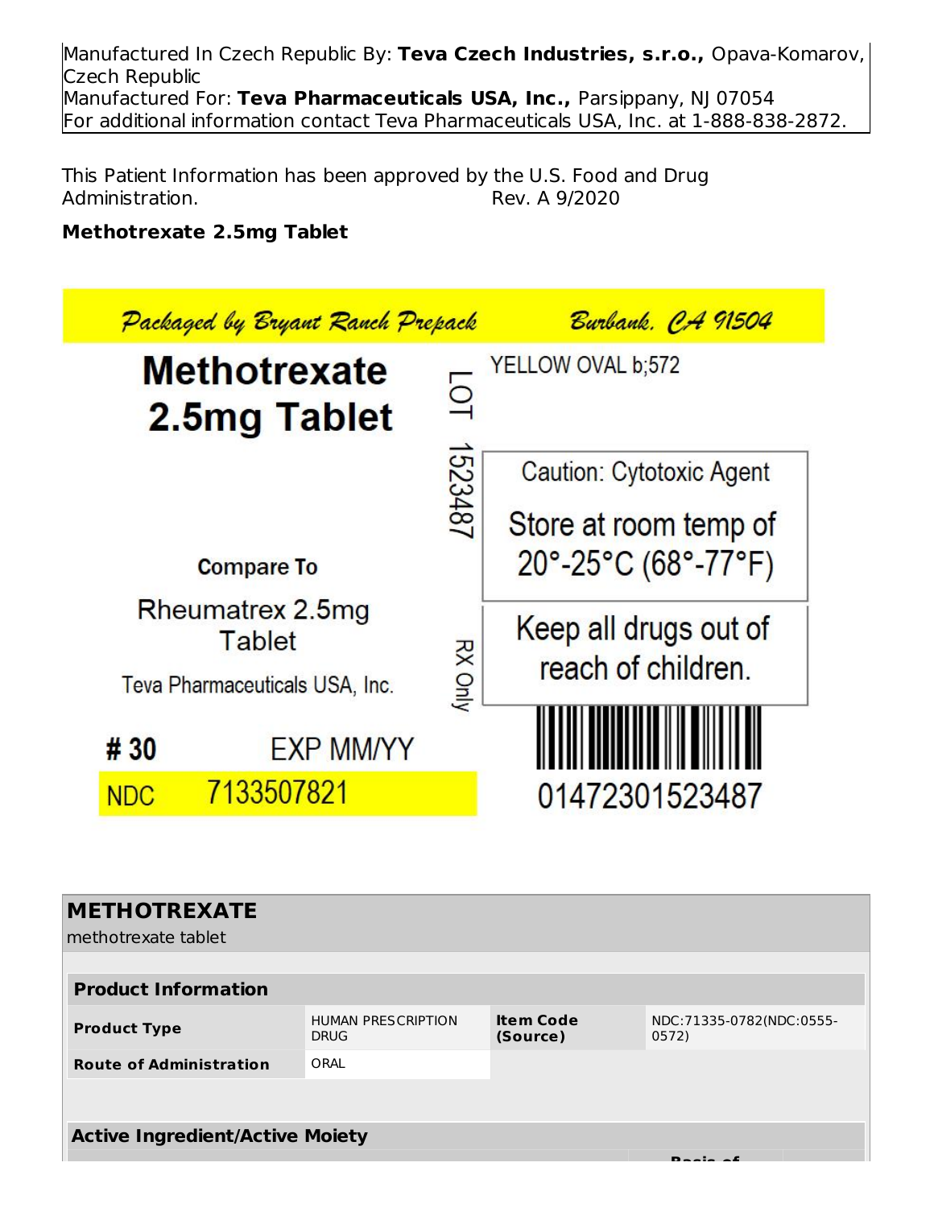Manufactured In Czech Republic By: **Teva Czech Industries, s.r.o.,** Opava-Komarov, Czech Republic
Manufactured For: **Teva Pharmaceuticals USA, Inc.,** Parsippany, NJ 07054
For additional information contact Teva Pharmaceuticals USA, Inc. at 1-888-838-2872.

This Patient Information has been approved by the U.S. Food and Drug Administration. Rev. A 9/2020

**Methotrexate 2.5mg Tablet**

Packaged by Bryant Ranch Prepack Burbank, CA 91504

**Methotrexate 2.5mg Tablet**

LOT 1523487

YELLOW OVAL b;572

Caution: Cytotoxic Agent

Store at room temp of 20°-25°C (68°-77°F)

Compare To

Rheumatrex 2.5mg Tablet

Teva Pharmaceuticals USA, Inc.

RX Only

Keep all drugs out of reach of children.

**# 30** EXP MM/YY

NDC 7133507821

01472301523487

## METHOTREXATE

methotrexate tablet

| **Product Information** | | | |
|---|---|---|---|
| **Product Type** | HUMAN PRESCRIPTION DRUG | **Item Code (Source)** | NDC:71335-0782(NDC:0555-0572) |
| **Route of Administration** | ORAL | | |

**Active Ingredient/Active Moiety**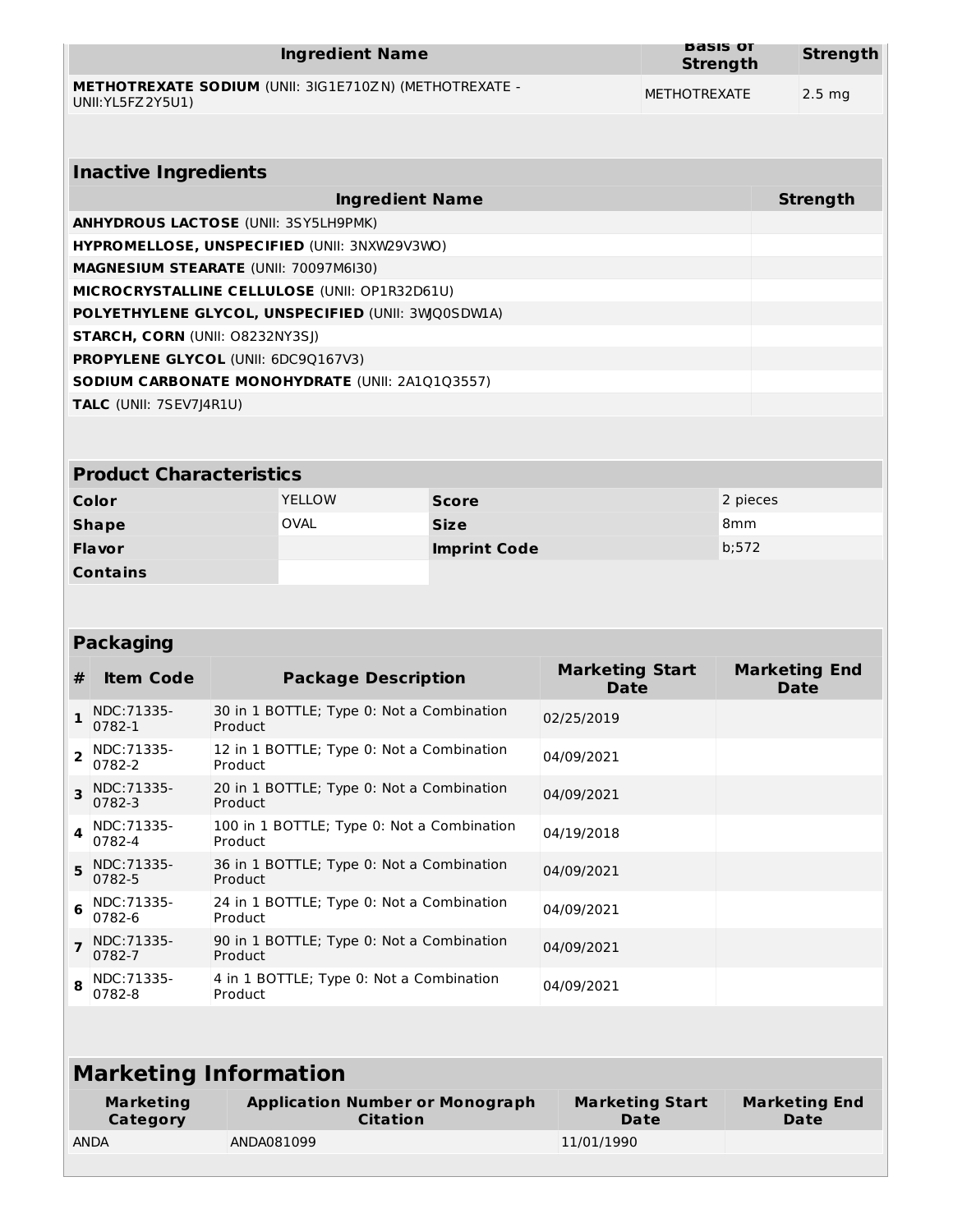| Ingredient Name | Basis of Strength | Strength |
|---|---|---|
| **METHOTREXATE SODIUM** (UNII: 3IG1E710ZN) (METHOTREXATE - UNII:YL5FZ2Y5U1) | METHOTREXATE | 2.5 mg |

| Inactive Ingredients | |
|---|---|
| **Ingredient Name** | **Strength** |
| **ANHYDROUS LACTOSE** (UNII: 3SY5LH9PMK) | |
| **HYPROMELLOSE, UNSPECIFIED** (UNII: 3NXW29V3WO) | |
| **MAGNESIUM STEARATE** (UNII: 70097M6I30) | |
| **MICROCRYSTALLINE CELLULOSE** (UNII: OP1R32D61U) | |
| **POLYETHYLENE GLYCOL, UNSPECIFIED** (UNII: 3WJQ0SDW1A) | |
| **STARCH, CORN** (UNII: O8232NY3SJ) | |
| **PROPYLENE GLYCOL** (UNII: 6DC9Q167V3) | |
| **SODIUM CARBONATE MONOHYDRATE** (UNII: 2A1Q1Q3557) | |
| **TALC** (UNII: 7SEV7J4R1U) | |

| Product Characteristics | | | |
|---|---|---|---|
| **Color** | YELLOW | **Score** | 2 pieces |
| **Shape** | OVAL | **Size** | 8mm |
| **Flavor** | | **Imprint Code** | b;572 |
| **Contains** | | | |

| Packaging | | | | |
|---|---|---|---|---|
| **#** | **Item Code** | **Package Description** | **Marketing Start Date** | **Marketing End Date** |
| 1 | NDC:71335-0782-1 | 30 in 1 BOTTLE; Type 0: Not a Combination Product | 02/25/2019 | |
| 2 | NDC:71335-0782-2 | 12 in 1 BOTTLE; Type 0: Not a Combination Product | 04/09/2021 | |
| 3 | NDC:71335-0782-3 | 20 in 1 BOTTLE; Type 0: Not a Combination Product | 04/09/2021 | |
| 4 | NDC:71335-0782-4 | 100 in 1 BOTTLE; Type 0: Not a Combination Product | 04/19/2018 | |
| 5 | NDC:71335-0782-5 | 36 in 1 BOTTLE; Type 0: Not a Combination Product | 04/09/2021 | |
| 6 | NDC:71335-0782-6 | 24 in 1 BOTTLE; Type 0: Not a Combination Product | 04/09/2021 | |
| 7 | NDC:71335-0782-7 | 90 in 1 BOTTLE; Type 0: Not a Combination Product | 04/09/2021 | |
| 8 | NDC:71335-0782-8 | 4 in 1 BOTTLE; Type 0: Not a Combination Product | 04/09/2021 | |

| Marketing Information | | | |
|---|---|---|---|
| **Marketing Category** | **Application Number or Monograph Citation** | **Marketing Start Date** | **Marketing End Date** |
| ANDA | ANDA081099 | 11/01/1990 | |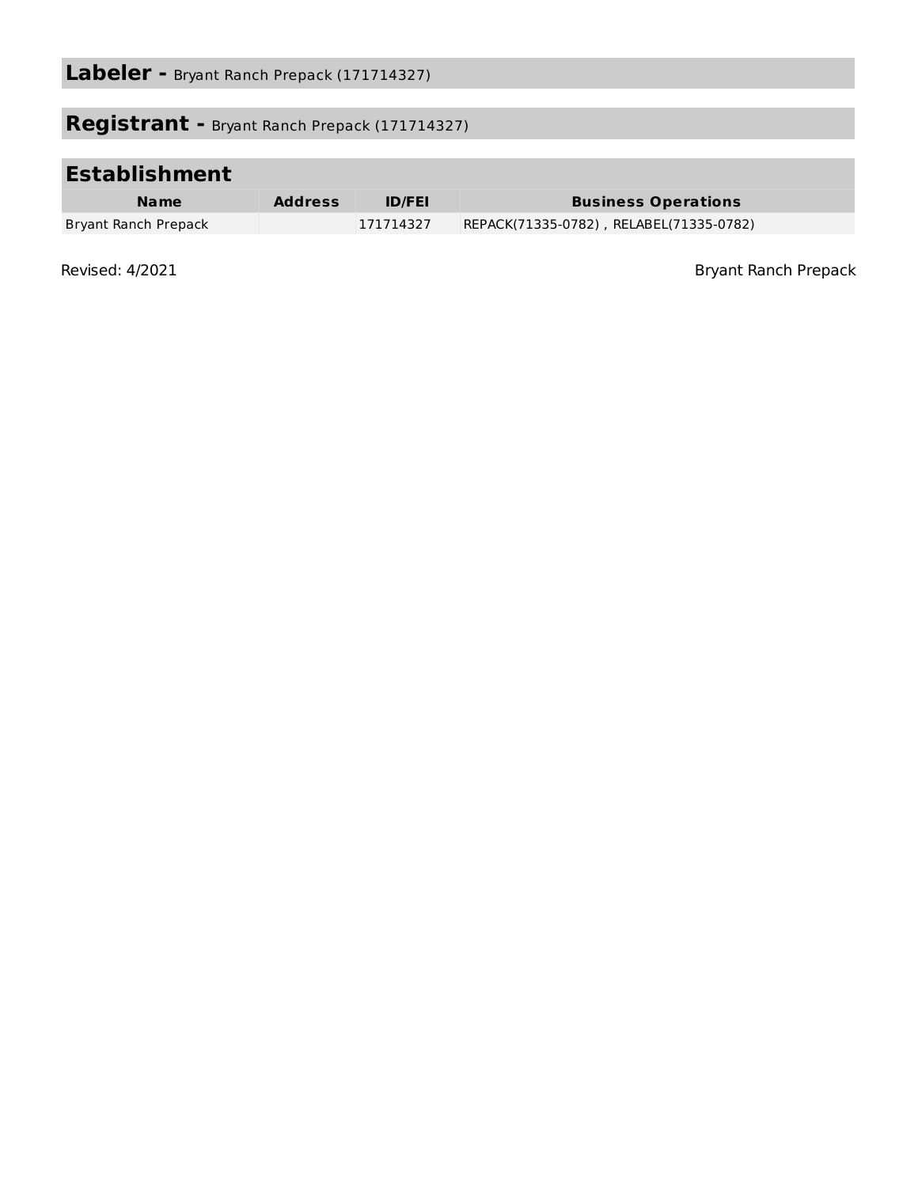## Labeler - Bryant Ranch Prepack (171714327)

## Registrant - Bryant Ranch Prepack (171714327)

## Establishment

| Name | Address | ID/FEI | Business Operations |
| --- | --- | --- | --- |
| Bryant Ranch Prepack | | 171714327 | REPACK(71335-0782) , RELABEL(71335-0782) |

Revised: 4/2021

Bryant Ranch Prepack